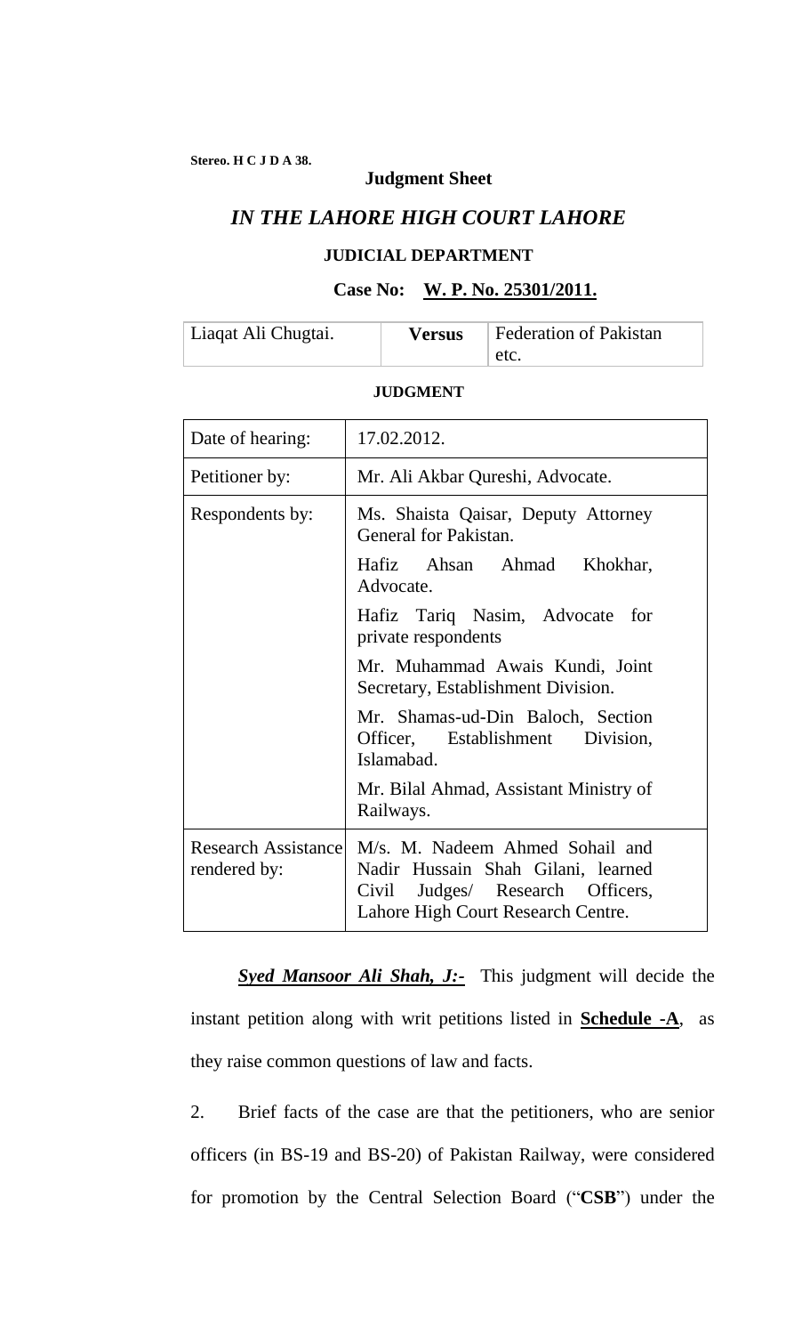**Stereo. H C J D A 38.**

**Judgment Sheet**

## *IN THE LAHORE HIGH COURT LAHORE*

**JUDICIAL DEPARTMENT**

**Case No: W. P. No. 25301/2011.**

| Liaqat Ali Chugtai. | **Versus** | Federation of Pakistan etc. |
|---|---|---|

**JUDGMENT**

| | |
|---|---|
| Date of hearing: | 17.02.2012. |
| Petitioner by: | Mr. Ali Akbar Qureshi, Advocate. |
| Respondents by: | Ms. Shaista Qaisar, Deputy Attorney General for Pakistan.<br><br>Hafiz Ahsan Ahmad Khokhar, Advocate.<br><br>Hafiz Tariq Nasim, Advocate for private respondents<br><br>Mr. Muhammad Awais Kundi, Joint Secretary, Establishment Division.<br><br>Mr. Shamas-ud-Din Baloch, Section Officer, Establishment Division, Islamabad.<br><br>Mr. Bilal Ahmad, Assistant Ministry of Railways. |
| Research Assistance rendered by: | M/s. M. Nadeem Ahmed Sohail and Nadir Hussain Shah Gilani, learned Civil Judges/ Research Officers, Lahore High Court Research Centre. |

***Syed Mansoor Ali Shah, J:-*** This judgment will decide the instant petition along with writ petitions listed in **Schedule -A**, as they raise common questions of law and facts.

2. Brief facts of the case are that the petitioners, who are senior officers (in BS-19 and BS-20) of Pakistan Railway, were considered for promotion by the Central Selection Board ("**CSB**") under the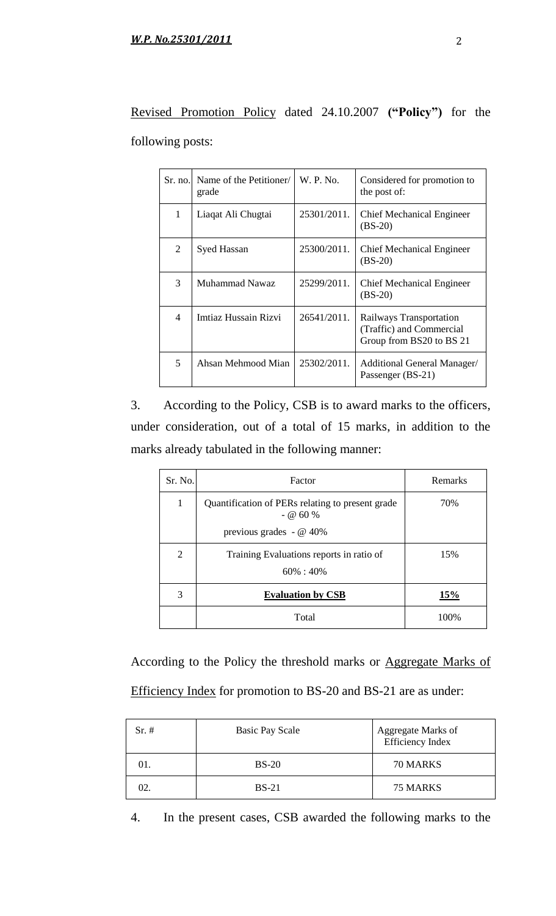Revised Promotion Policy dated 24.10.2007 **("Policy")** for the following posts:

| Sr. no. | Name of the Petitioner/ grade | W. P. No. | Considered for promotion to the post of: |
|---|---|---|---|
| 1 | Liaqat Ali Chugtai | 25301/2011. | Chief Mechanical Engineer (BS-20) |
| 2 | Syed Hassan | 25300/2011. | Chief Mechanical Engineer (BS-20) |
| 3 | Muhammad Nawaz | 25299/2011. | Chief Mechanical Engineer (BS-20) |
| 4 | Imtiaz Hussain Rizvi | 26541/2011. | Railways Transportation (Traffic) and Commercial Group from BS20 to BS 21 |
| 5 | Ahsan Mehmood Mian | 25302/2011. | Additional General Manager/ Passenger (BS-21) |

3. According to the Policy, CSB is to award marks to the officers, under consideration, out of a total of 15 marks, in addition to the marks already tabulated in the following manner:

| Sr. No. | Factor | Remarks |
|---|---|---|
| 1 | Quantification of PERs relating to present grade - @ 60 %<br>previous grades - @ 40% | 70% |
| 2 | Training Evaluations reports in ratio of 60% : 40% | 15% |
| 3 | **Evaluation by CSB** | **15%** |
| | Total | 100% |

According to the Policy the threshold marks or Aggregate Marks of Efficiency Index for promotion to BS-20 and BS-21 are as under:

| Sr. # | Basic Pay Scale | Aggregate Marks of Efficiency Index |
|---|---|---|
| 01. | BS-20 | 70 MARKS |
| 02. | BS-21 | 75 MARKS |

4. In the present cases, CSB awarded the following marks to the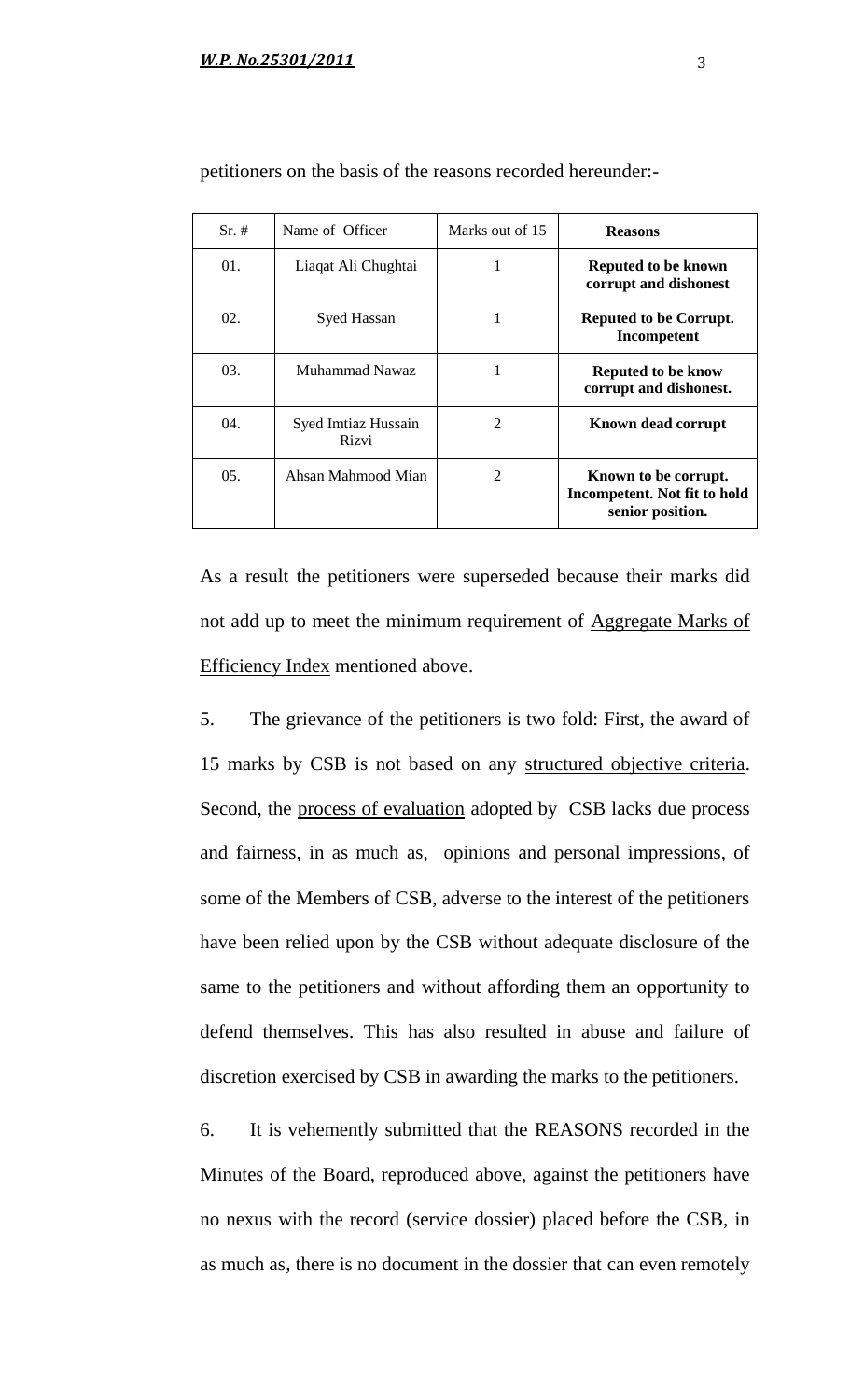petitioners on the basis of the reasons recorded hereunder:-

| Sr. # | Name of Officer | Marks out of 15 | **Reasons** |
|---|---|---|---|
| 01. | Liaqat Ali Chughtai | 1 | **Reputed to be known corrupt and dishonest** |
| 02. | Syed Hassan | 1 | **Reputed to be Corrupt. Incompetent** |
| 03. | Muhammad Nawaz | 1 | **Reputed to be know corrupt and dishonest.** |
| 04. | Syed Imtiaz Hussain Rizvi | 2 | **Known dead corrupt** |
| 05. | Ahsan Mahmood Mian | 2 | **Known to be corrupt. Incompetent. Not fit to hold senior position.** |

As a result the petitioners were superseded because their marks did not add up to meet the minimum requirement of <u>Aggregate Marks of Efficiency Index</u> mentioned above.

5. The grievance of the petitioners is two fold: First, the award of 15 marks by CSB is not based on any <u>structured objective criteria</u>. Second, the <u>process of evaluation</u> adopted by CSB lacks due process and fairness, in as much as, opinions and personal impressions, of some of the Members of CSB, adverse to the interest of the petitioners have been relied upon by the CSB without adequate disclosure of the same to the petitioners and without affording them an opportunity to defend themselves. This has also resulted in abuse and failure of discretion exercised by CSB in awarding the marks to the petitioners.

6. It is vehemently submitted that the REASONS recorded in the Minutes of the Board, reproduced above, against the petitioners have no nexus with the record (service dossier) placed before the CSB, in as much as, there is no document in the dossier that can even remotely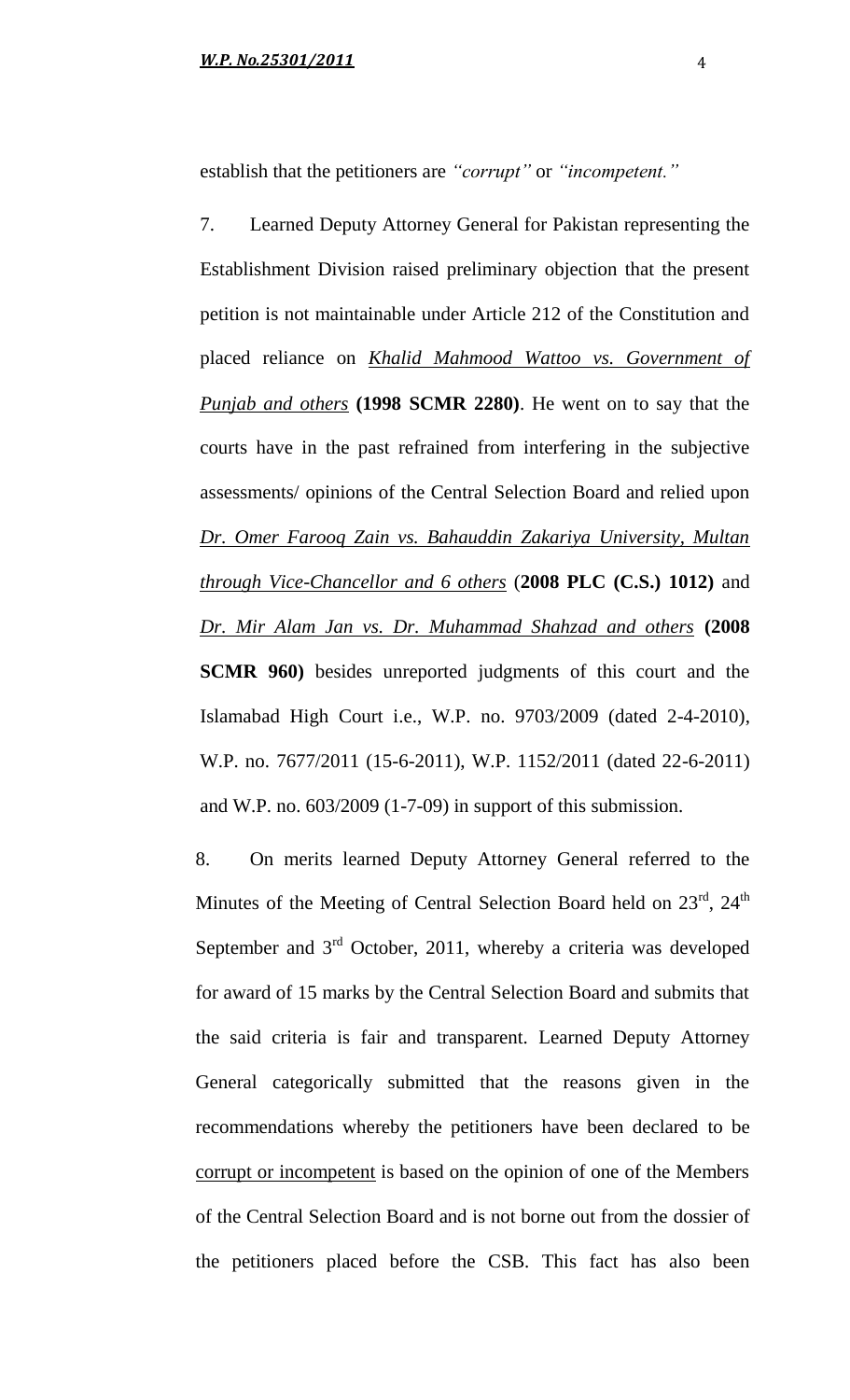establish that the petitioners are *"corrupt"* or *"incompetent."*

7. Learned Deputy Attorney General for Pakistan representing the Establishment Division raised preliminary objection that the present petition is not maintainable under Article 212 of the Constitution and placed reliance on *Khalid Mahmood Wattoo vs. Government of Punjab and others* **(1998 SCMR 2280)**. He went on to say that the courts have in the past refrained from interfering in the subjective assessments/ opinions of the Central Selection Board and relied upon *Dr. Omer Farooq Zain vs. Bahauddin Zakariya University, Multan through Vice-Chancellor and 6 others* (**2008 PLC (C.S.) 1012)** and *Dr. Mir Alam Jan vs. Dr. Muhammad Shahzad and others* **(2008 SCMR 960)** besides unreported judgments of this court and the Islamabad High Court i.e., W.P. no. 9703/2009 (dated 2-4-2010), W.P. no. 7677/2011 (15-6-2011), W.P. 1152/2011 (dated 22-6-2011) and W.P. no. 603/2009 (1-7-09) in support of this submission.

8. On merits learned Deputy Attorney General referred to the Minutes of the Meeting of Central Selection Board held on 23rd, 24th September and 3rd October, 2011, whereby a criteria was developed for award of 15 marks by the Central Selection Board and submits that the said criteria is fair and transparent. Learned Deputy Attorney General categorically submitted that the reasons given in the recommendations whereby the petitioners have been declared to be corrupt or incompetent is based on the opinion of one of the Members of the Central Selection Board and is not borne out from the dossier of the petitioners placed before the CSB. This fact has also been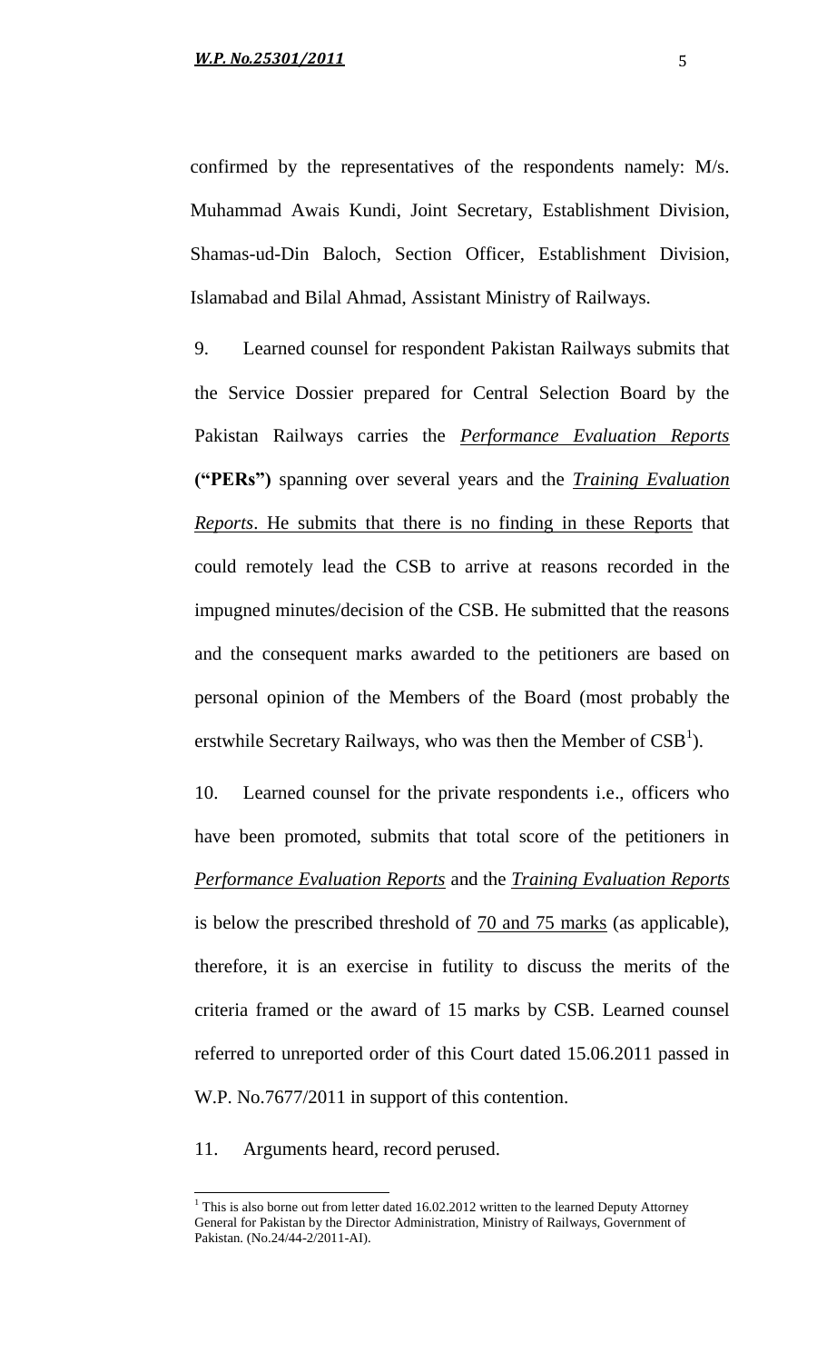confirmed by the representatives of the respondents namely: M/s. Muhammad Awais Kundi, Joint Secretary, Establishment Division, Shamas-ud-Din Baloch, Section Officer, Establishment Division, Islamabad and Bilal Ahmad, Assistant Ministry of Railways.

9. Learned counsel for respondent Pakistan Railways submits that the Service Dossier prepared for Central Selection Board by the Pakistan Railways carries the ***Performance Evaluation Reports*** **("PERs")** spanning over several years and the ***Training Evaluation Reports***. He submits that there is no finding in these Reports that could remotely lead the CSB to arrive at reasons recorded in the impugned minutes/decision of the CSB. He submitted that the reasons and the consequent marks awarded to the petitioners are based on personal opinion of the Members of the Board (most probably the erstwhile Secretary Railways, who was then the Member of CSB[1]).

10. Learned counsel for the private respondents i.e., officers who have been promoted, submits that total score of the petitioners in ***Performance Evaluation Reports*** and the ***Training Evaluation Reports*** is below the prescribed threshold of 70 and 75 marks (as applicable), therefore, it is an exercise in futility to discuss the merits of the criteria framed or the award of 15 marks by CSB. Learned counsel referred to unreported order of this Court dated 15.06.2011 passed in W.P. No.7677/2011 in support of this contention.

11. Arguments heard, record perused.

[1] This is also borne out from letter dated 16.02.2012 written to the learned Deputy Attorney General for Pakistan by the Director Administration, Ministry of Railways, Government of Pakistan. (No.24/44-2/2011-AI).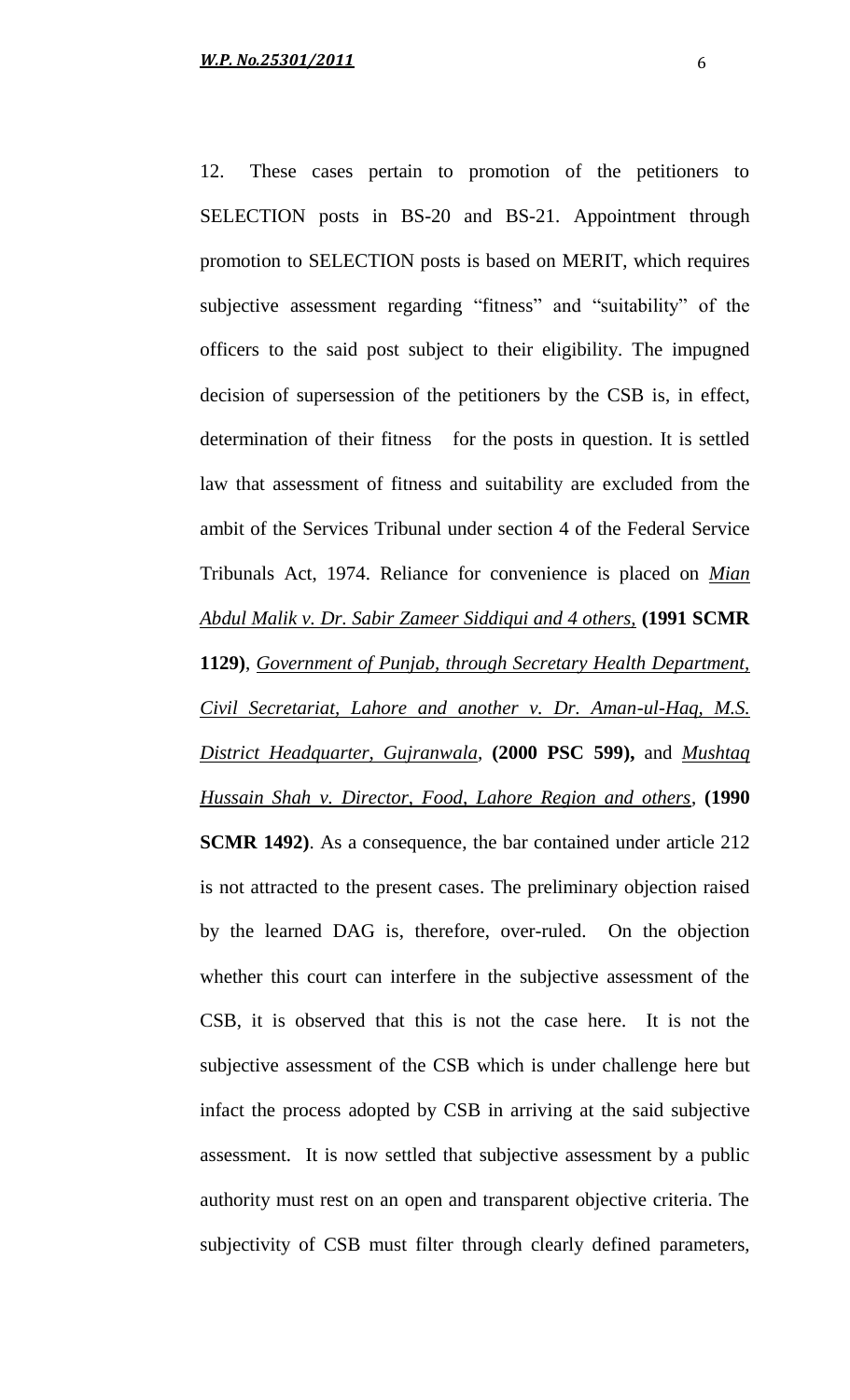12. These cases pertain to promotion of the petitioners to SELECTION posts in BS-20 and BS-21. Appointment through promotion to SELECTION posts is based on MERIT, which requires subjective assessment regarding "fitness" and "suitability" of the officers to the said post subject to their eligibility. The impugned decision of supersession of the petitioners by the CSB is, in effect, determination of their fitness for the posts in question. It is settled law that assessment of fitness and suitability are excluded from the ambit of the Services Tribunal under section 4 of the Federal Service Tribunals Act, 1974. Reliance for convenience is placed on *Mian Abdul Malik v. Dr. Sabir Zameer Siddiqui and 4 others,* **(1991 SCMR 1129)**, *Government of Punjab, through Secretary Health Department, Civil Secretariat, Lahore and another v. Dr. Aman-ul-Haq, M.S. District Headquarter, Gujranwala,* **(2000 PSC 599),** and *Mushtaq Hussain Shah v. Director, Food, Lahore Region and others*, **(1990 SCMR 1492)**. As a consequence, the bar contained under article 212 is not attracted to the present cases. The preliminary objection raised by the learned DAG is, therefore, over-ruled. On the objection whether this court can interfere in the subjective assessment of the CSB, it is observed that this is not the case here. It is not the subjective assessment of the CSB which is under challenge here but infact the process adopted by CSB in arriving at the said subjective assessment. It is now settled that subjective assessment by a public authority must rest on an open and transparent objective criteria. The subjectivity of CSB must filter through clearly defined parameters,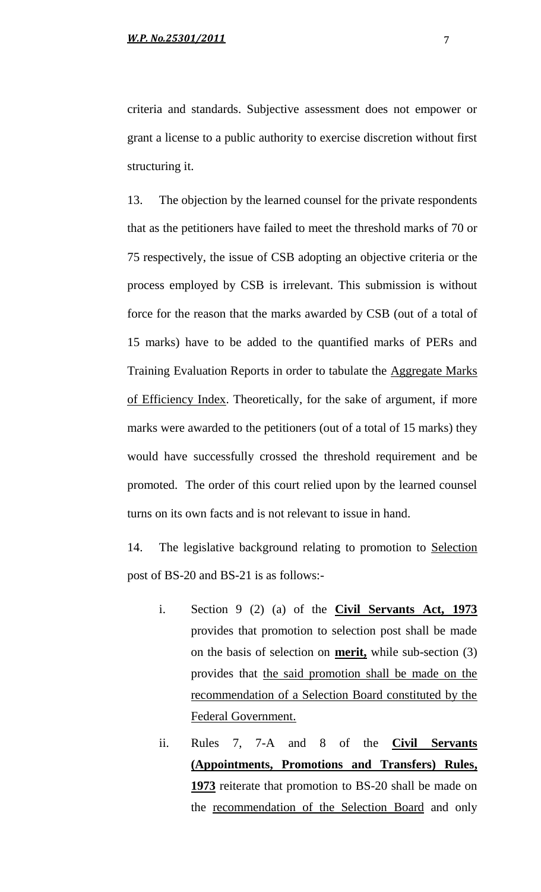criteria and standards. Subjective assessment does not empower or grant a license to a public authority to exercise discretion without first structuring it.

13. The objection by the learned counsel for the private respondents that as the petitioners have failed to meet the threshold marks of 70 or 75 respectively, the issue of CSB adopting an objective criteria or the process employed by CSB is irrelevant. This submission is without force for the reason that the marks awarded by CSB (out of a total of 15 marks) have to be added to the quantified marks of PERs and Training Evaluation Reports in order to tabulate the <u>Aggregate Marks of Efficiency Index</u>. Theoretically, for the sake of argument, if more marks were awarded to the petitioners (out of a total of 15 marks) they would have successfully crossed the threshold requirement and be promoted. The order of this court relied upon by the learned counsel turns on its own facts and is not relevant to issue in hand.

14. The legislative background relating to promotion to <u>Selection</u> post of BS-20 and BS-21 is as follows:-

i. Section 9 (2) (a) of the **<u>Civil Servants Act, 1973</u>** provides that promotion to selection post shall be made on the basis of selection on **<u>merit,</u>** while sub-section (3) provides that <u>the said promotion shall be made on the recommendation of a Selection Board constituted by the Federal Government.</u>

ii. Rules 7, 7-A and 8 of the **<u>Civil Servants (Appointments, Promotions and Transfers) Rules, 1973</u>** reiterate that promotion to BS-20 shall be made on the <u>recommendation of the Selection Board</u> and only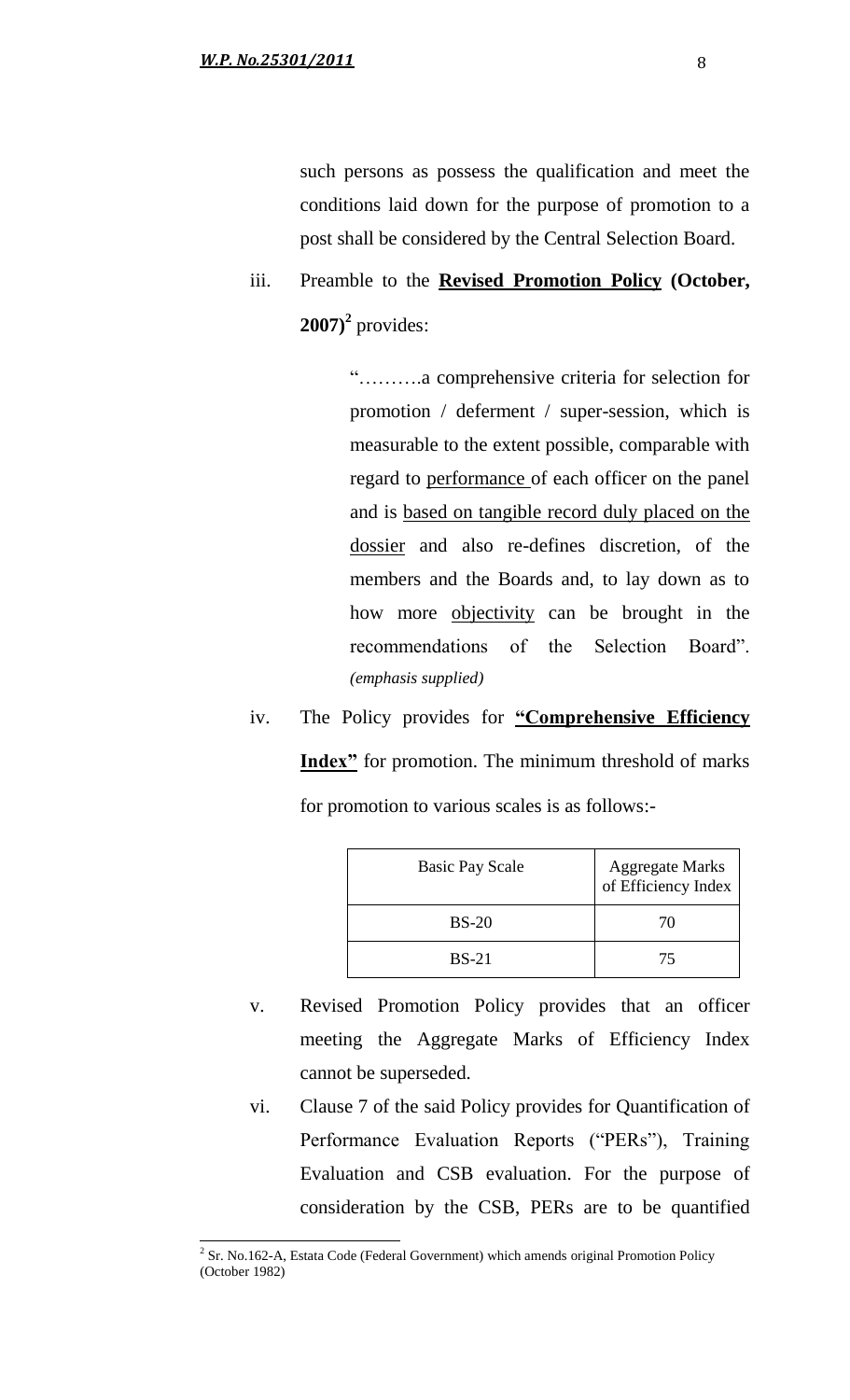such persons as possess the qualification and meet the conditions laid down for the purpose of promotion to a post shall be considered by the Central Selection Board.

iii. Preamble to the **Revised Promotion Policy (October, 2007)**[2] provides:

> "……….a comprehensive criteria for selection for promotion / deferment / super-session, which is measurable to the extent possible, comparable with regard to performance of each officer on the panel and is based on tangible record duly placed on the dossier and also re-defines discretion, of the members and the Boards and, to lay down as to how more objectivity can be brought in the recommendations of the Selection Board". *(emphasis supplied)*

iv. The Policy provides for **"Comprehensive Efficiency Index"** for promotion. The minimum threshold of marks for promotion to various scales is as follows:-

| Basic Pay Scale | Aggregate Marks of Efficiency Index |
|---|---|
| BS-20 | 70 |
| BS-21 | 75 |

v. Revised Promotion Policy provides that an officer meeting the Aggregate Marks of Efficiency Index cannot be superseded.

vi. Clause 7 of the said Policy provides for Quantification of Performance Evaluation Reports ("PERs"), Training Evaluation and CSB evaluation. For the purpose of consideration by the CSB, PERs are to be quantified

[2] Sr. No.162-A, Estata Code (Federal Government) which amends original Promotion Policy (October 1982)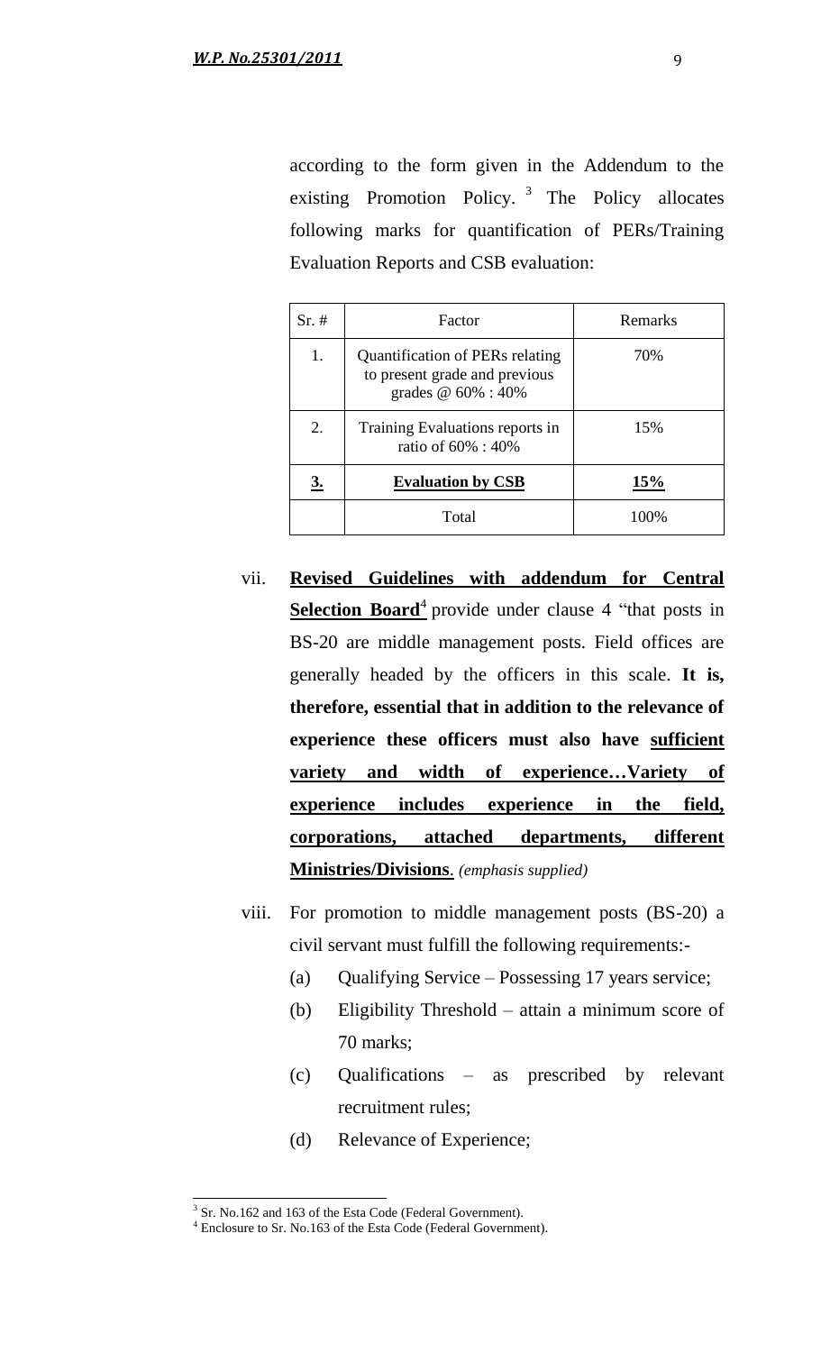according to the form given in the Addendum to the existing Promotion Policy. [3] The Policy allocates following marks for quantification of PERs/Training Evaluation Reports and CSB evaluation:

| Sr. # | Factor | Remarks |
|---|---|---|
| 1. | Quantification of PERs relating to present grade and previous grades @ 60% : 40% | 70% |
| 2. | Training Evaluations reports in ratio of 60% : 40% | 15% |
| **<u>3.</u>** | **<u>Evaluation by CSB</u>** | **<u>15%</u>** |
| | Total | 100% |

vii. **<u>Revised Guidelines with addendum for Central Selection Board</u>**[4] provide under clause 4 "that posts in BS-20 are middle management posts. Field offices are generally headed by the officers in this scale. **It is, therefore, essential that in addition to the relevance of experience these officers must also have <u>sufficient variety and width of experience…Variety of experience includes experience in the field, corporations, attached departments, different Ministries/Divisions</u>**. *(emphasis supplied)*

viii. For promotion to middle management posts (BS-20) a civil servant must fulfill the following requirements:-

   (a) Qualifying Service – Possessing 17 years service;

   (b) Eligibility Threshold – attain a minimum score of 70 marks;

   (c) Qualifications – as prescribed by relevant recruitment rules;

   (d) Relevance of Experience;

---

[3] Sr. No.162 and 163 of the Esta Code (Federal Government).

[4] Enclosure to Sr. No.163 of the Esta Code (Federal Government).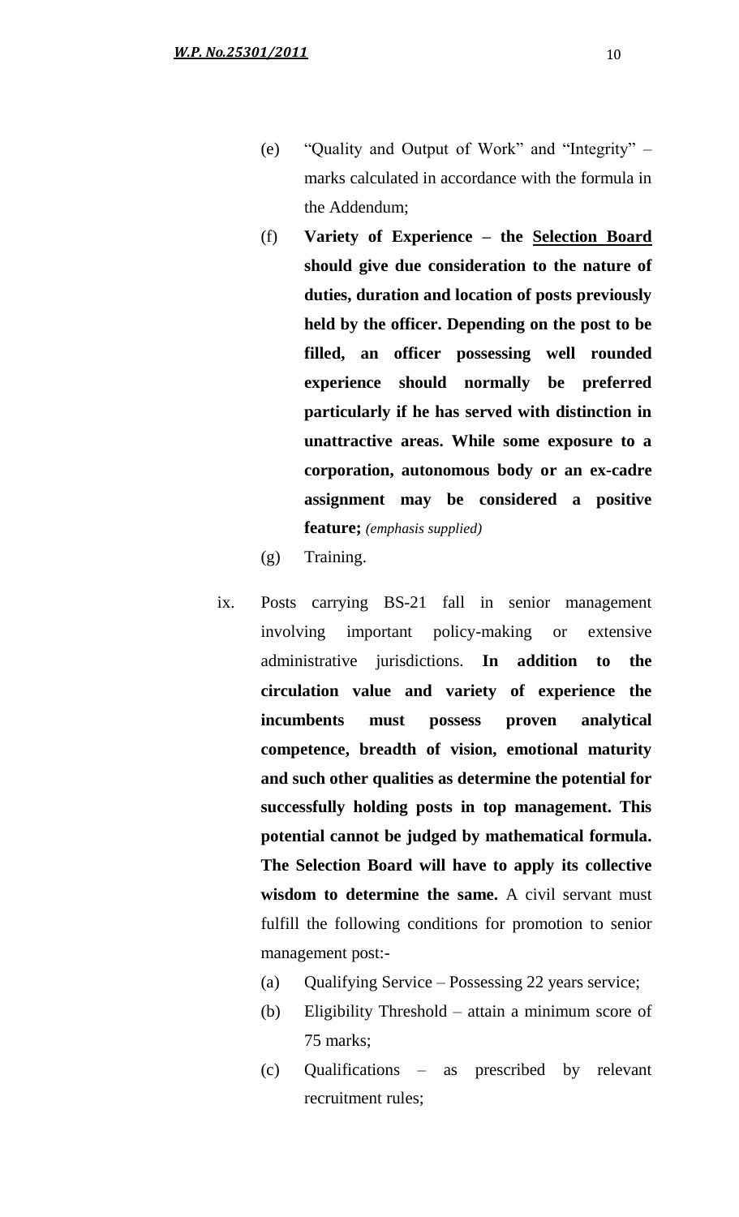(e) "Quality and Output of Work" and "Integrity" – marks calculated in accordance with the formula in the Addendum;

(f) **Variety of Experience – the <u>Selection Board</u> should give due consideration to the nature of duties, duration and location of posts previously held by the officer. Depending on the post to be filled, an officer possessing well rounded experience should normally be preferred particularly if he has served with distinction in unattractive areas. While some exposure to a corporation, autonomous body or an ex-cadre assignment may be considered a positive feature;** *(emphasis supplied)*

(g) Training.

ix. Posts carrying BS-21 fall in senior management involving important policy-making or extensive administrative jurisdictions. **In addition to the circulation value and variety of experience the incumbents must possess proven analytical competence, breadth of vision, emotional maturity and such other qualities as determine the potential for successfully holding posts in top management. This potential cannot be judged by mathematical formula. The Selection Board will have to apply its collective wisdom to determine the same.** A civil servant must fulfill the following conditions for promotion to senior management post:-

(a) Qualifying Service – Possessing 22 years service;

(b) Eligibility Threshold – attain a minimum score of 75 marks;

(c) Qualifications – as prescribed by relevant recruitment rules;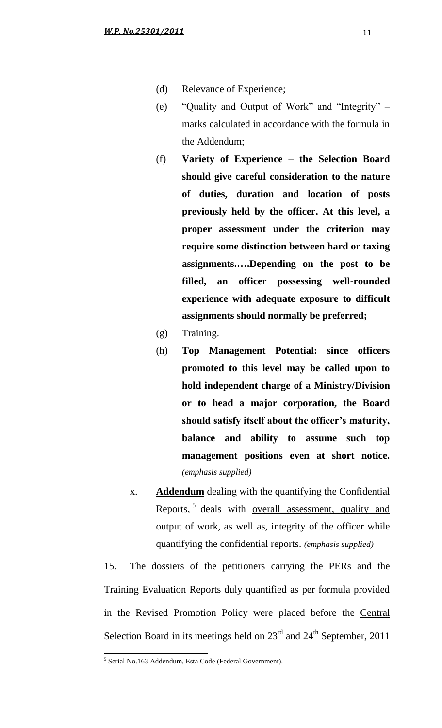(d) Relevance of Experience;

(e) "Quality and Output of Work" and "Integrity" – marks calculated in accordance with the formula in the Addendum;

(f) **Variety of Experience – the Selection Board should give careful consideration to the nature of duties, duration and location of posts previously held by the officer. At this level, a proper assessment under the criterion may require some distinction between hard or taxing assignments.….Depending on the post to be filled, an officer possessing well-rounded experience with adequate exposure to difficult assignments should normally be preferred;**

(g) Training.

(h) **Top Management Potential: since officers promoted to this level may be called upon to hold independent charge of a Ministry/Division or to head a major corporation, the Board should satisfy itself about the officer's maturity, balance and ability to assume such top management positions even at short notice.** *(emphasis supplied)*

x. **Addendum** dealing with the quantifying the Confidential Reports, [5] deals with overall assessment, quality and output of work, as well as, integrity of the officer while quantifying the confidential reports. *(emphasis supplied)*

15. The dossiers of the petitioners carrying the PERs and the Training Evaluation Reports duly quantified as per formula provided in the Revised Promotion Policy were placed before the Central Selection Board in its meetings held on 23rd and 24th September, 2011

[5] Serial No.163 Addendum, Esta Code (Federal Government).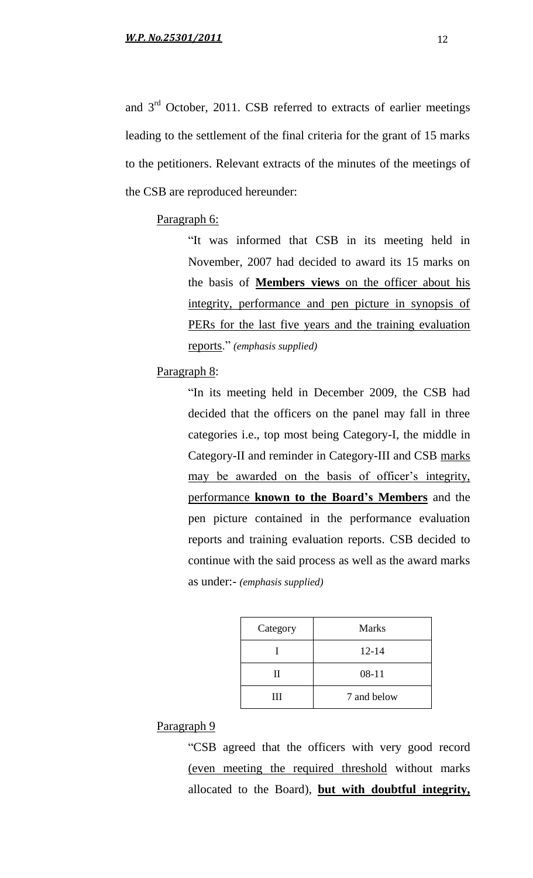and 3rd October, 2011. CSB referred to extracts of earlier meetings leading to the settlement of the final criteria for the grant of 15 marks to the petitioners. Relevant extracts of the minutes of the meetings of the CSB are reproduced hereunder:

Paragraph 6:

> "It was informed that CSB in its meeting held in November, 2007 had decided to award its 15 marks on the basis of **Members views** on the officer about his integrity, performance and pen picture in synopsis of PERs for the last five years and the training evaluation reports." *(emphasis supplied)*

Paragraph 8:

> "In its meeting held in December 2009, the CSB had decided that the officers on the panel may fall in three categories i.e., top most being Category-I, the middle in Category-II and reminder in Category-III and CSB marks may be awarded on the basis of officer's integrity, performance **known to the Board's Members** and the pen picture contained in the performance evaluation reports and training evaluation reports. CSB decided to continue with the said process as well as the award marks as under:- *(emphasis supplied)*

| Category | Marks |
|---|---|
| I | 12-14 |
| II | 08-11 |
| III | 7 and below |

Paragraph 9

> "CSB agreed that the officers with very good record (even meeting the required threshold without marks allocated to the Board), **but with doubtful integrity,**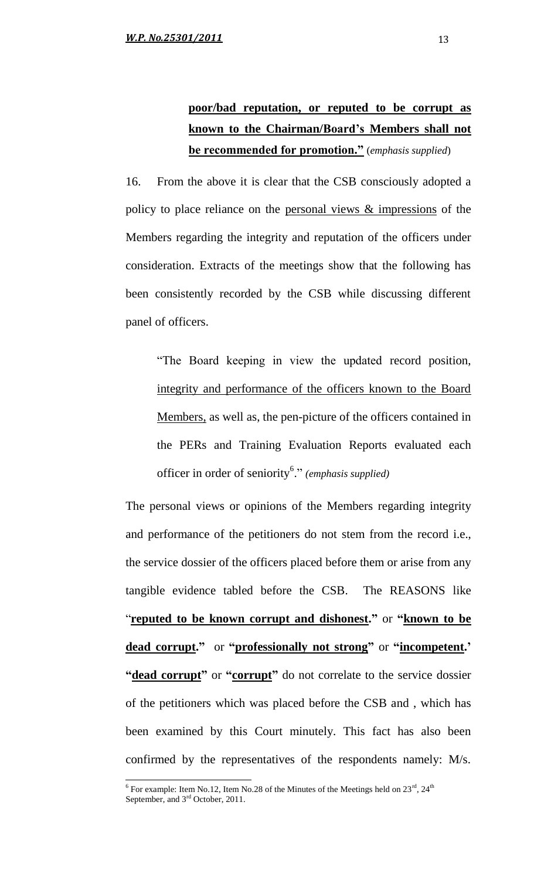**poor/bad reputation, or reputed to be corrupt as known to the Chairman/Board's Members shall not be recommended for promotion."** (*emphasis supplied*)

16. From the above it is clear that the CSB consciously adopted a policy to place reliance on the personal views & impressions of the Members regarding the integrity and reputation of the officers under consideration. Extracts of the meetings show that the following has been consistently recorded by the CSB while discussing different panel of officers.

> "The Board keeping in view the updated record position, integrity and performance of the officers known to the Board Members, as well as, the pen-picture of the officers contained in the PERs and Training Evaluation Reports evaluated each officer in order of seniority[6]." *(emphasis supplied)*

The personal views or opinions of the Members regarding integrity and performance of the petitioners do not stem from the record i.e., the service dossier of the officers placed before them or arise from any tangible evidence tabled before the CSB. The REASONS like "**reputed to be known corrupt and dishonest."** or **"known to be dead corrupt."** or **"professionally not strong"** or **"incompetent.'** **"dead corrupt"** or **"corrupt"** do not correlate to the service dossier of the petitioners which was placed before the CSB and , which has been examined by this Court minutely. This fact has also been confirmed by the representatives of the respondents namely: M/s.

---

[6] For example: Item No.12, Item No.28 of the Minutes of the Meetings held on 23rd, 24th September, and 3rd October, 2011.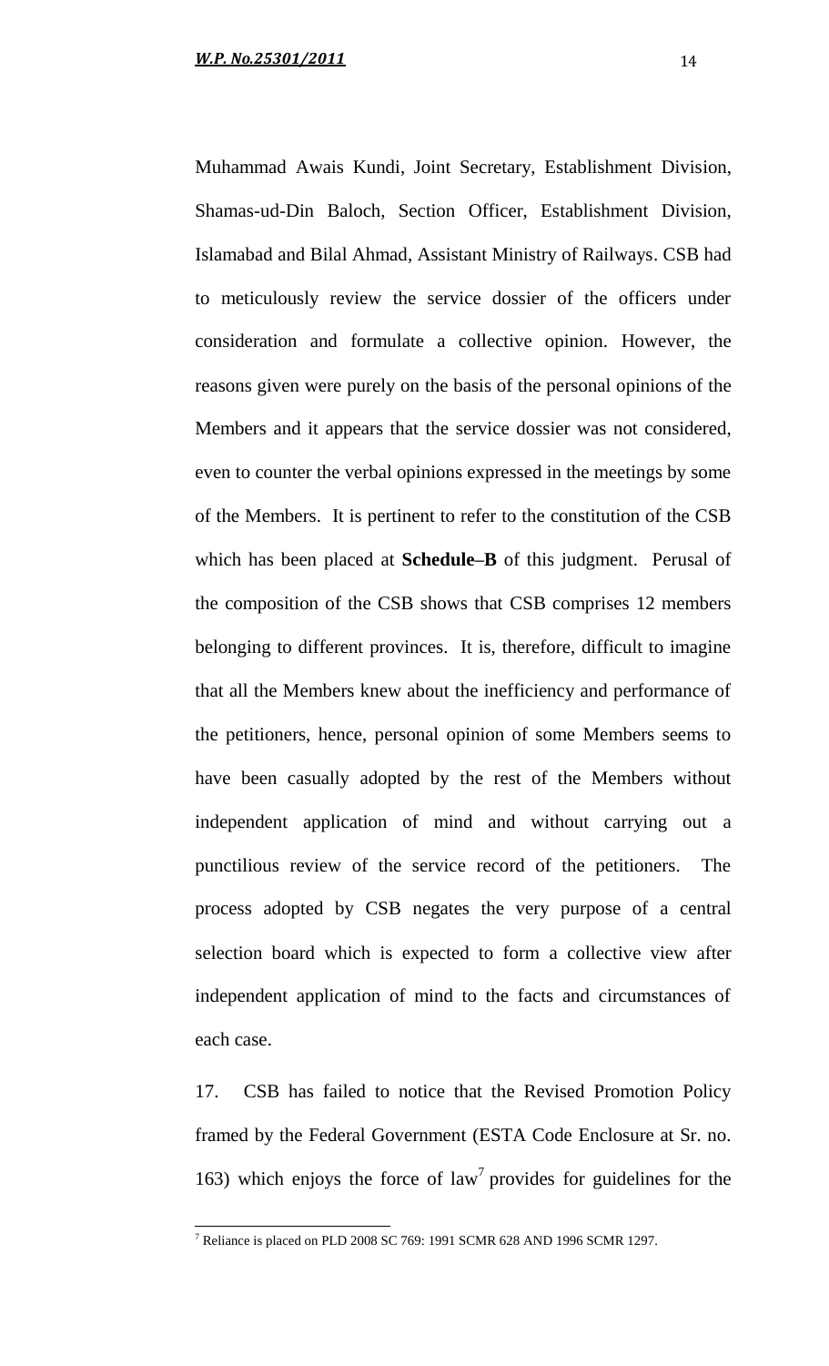Muhammad Awais Kundi, Joint Secretary, Establishment Division, Shamas-ud-Din Baloch, Section Officer, Establishment Division, Islamabad and Bilal Ahmad, Assistant Ministry of Railways. CSB had to meticulously review the service dossier of the officers under consideration and formulate a collective opinion. However, the reasons given were purely on the basis of the personal opinions of the Members and it appears that the service dossier was not considered, even to counter the verbal opinions expressed in the meetings by some of the Members. It is pertinent to refer to the constitution of the CSB which has been placed at **Schedule–B** of this judgment. Perusal of the composition of the CSB shows that CSB comprises 12 members belonging to different provinces. It is, therefore, difficult to imagine that all the Members knew about the inefficiency and performance of the petitioners, hence, personal opinion of some Members seems to have been casually adopted by the rest of the Members without independent application of mind and without carrying out a punctilious review of the service record of the petitioners. The process adopted by CSB negates the very purpose of a central selection board which is expected to form a collective view after independent application of mind to the facts and circumstances of each case.

17. CSB has failed to notice that the Revised Promotion Policy framed by the Federal Government (ESTA Code Enclosure at Sr. no. 163) which enjoys the force of law[7] provides for guidelines for the

---

[7] Reliance is placed on PLD 2008 SC 769: 1991 SCMR 628 AND 1996 SCMR 1297.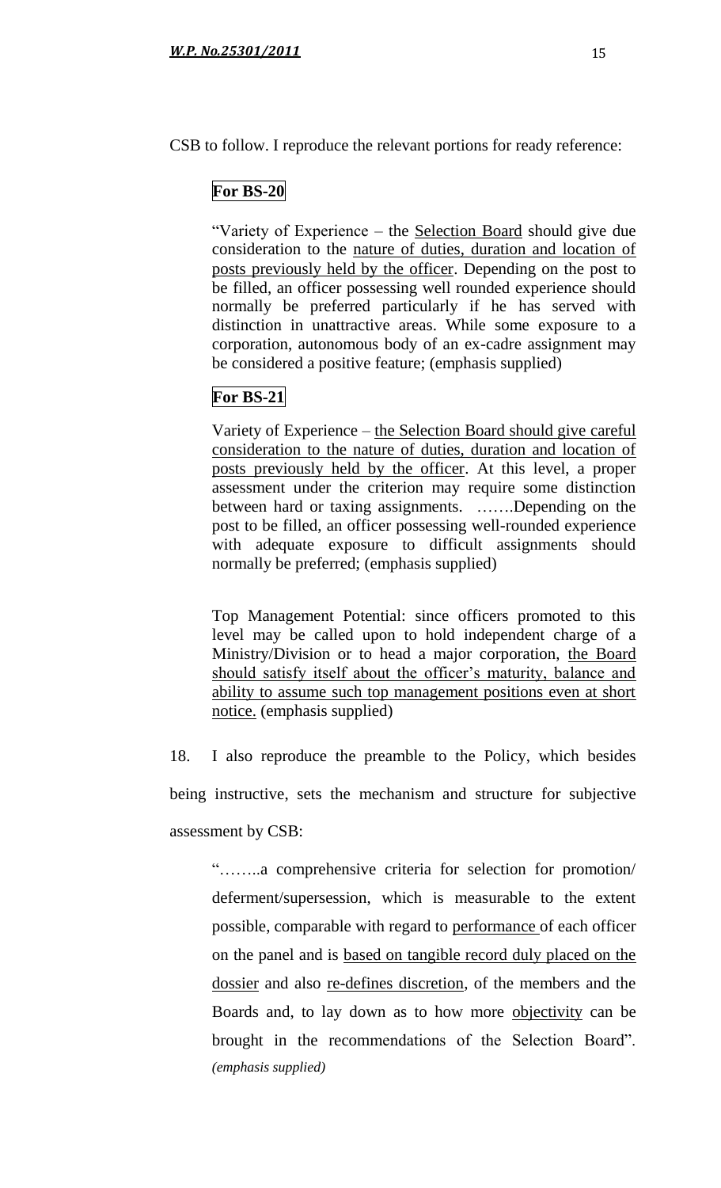CSB to follow. I reproduce the relevant portions for ready reference:

**For BS-20**

> "Variety of Experience – the Selection Board should give due consideration to the nature of duties, duration and location of posts previously held by the officer. Depending on the post to be filled, an officer possessing well rounded experience should normally be preferred particularly if he has served with distinction in unattractive areas. While some exposure to a corporation, autonomous body of an ex-cadre assignment may be considered a positive feature; (emphasis supplied)

**For BS-21**

> Variety of Experience – the Selection Board should give careful consideration to the nature of duties, duration and location of posts previously held by the officer. At this level, a proper assessment under the criterion may require some distinction between hard or taxing assignments. …….Depending on the post to be filled, an officer possessing well-rounded experience with adequate exposure to difficult assignments should normally be preferred; (emphasis supplied)
>
> Top Management Potential: since officers promoted to this level may be called upon to hold independent charge of a Ministry/Division or to head a major corporation, the Board should satisfy itself about the officer's maturity, balance and ability to assume such top management positions even at short notice. (emphasis supplied)

18. I also reproduce the preamble to the Policy, which besides being instructive, sets the mechanism and structure for subjective assessment by CSB:

> "……..a comprehensive criteria for selection for promotion/ deferment/supersession, which is measurable to the extent possible, comparable with regard to performance of each officer on the panel and is based on tangible record duly placed on the dossier and also re-defines discretion, of the members and the Boards and, to lay down as to how more objectivity can be brought in the recommendations of the Selection Board". *(emphasis supplied)*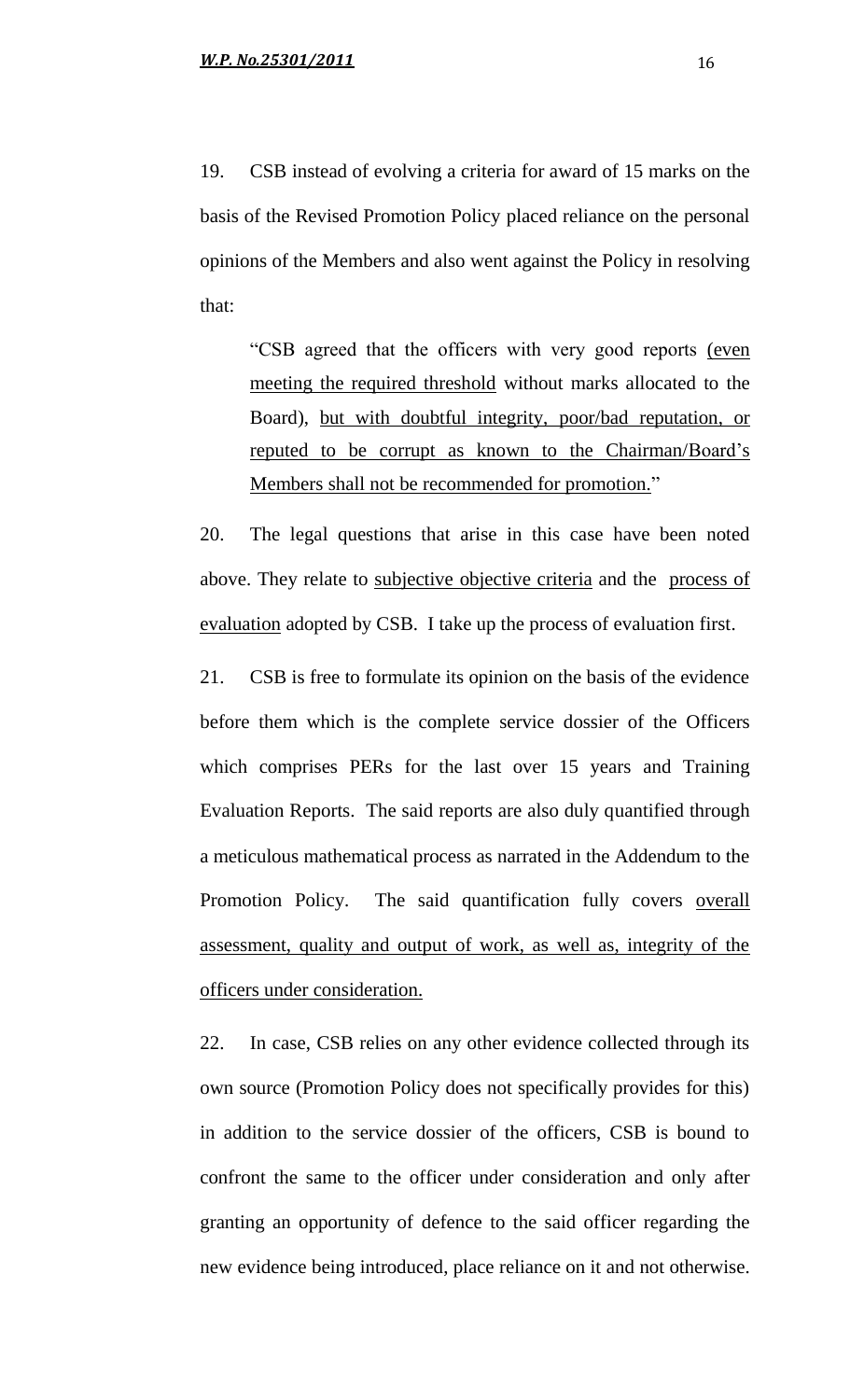19. CSB instead of evolving a criteria for award of 15 marks on the basis of the Revised Promotion Policy placed reliance on the personal opinions of the Members and also went against the Policy in resolving that:

> "CSB agreed that the officers with very good reports <u>(even meeting the required threshold</u> without marks allocated to the Board), <u>but with doubtful integrity, poor/bad reputation, or reputed to be corrupt as known to the Chairman/Board's Members shall not be recommended for promotion.</u>"

20. The legal questions that arise in this case have been noted above. They relate to <u>subjective objective criteria</u> and the <u>process of evaluation</u> adopted by CSB. I take up the process of evaluation first.

21. CSB is free to formulate its opinion on the basis of the evidence before them which is the complete service dossier of the Officers which comprises PERs for the last over 15 years and Training Evaluation Reports. The said reports are also duly quantified through a meticulous mathematical process as narrated in the Addendum to the Promotion Policy. The said quantification fully covers <u>overall assessment, quality and output of work, as well as, integrity of the officers under consideration.</u>

22. In case, CSB relies on any other evidence collected through its own source (Promotion Policy does not specifically provides for this) in addition to the service dossier of the officers, CSB is bound to confront the same to the officer under consideration and only after granting an opportunity of defence to the said officer regarding the new evidence being introduced, place reliance on it and not otherwise.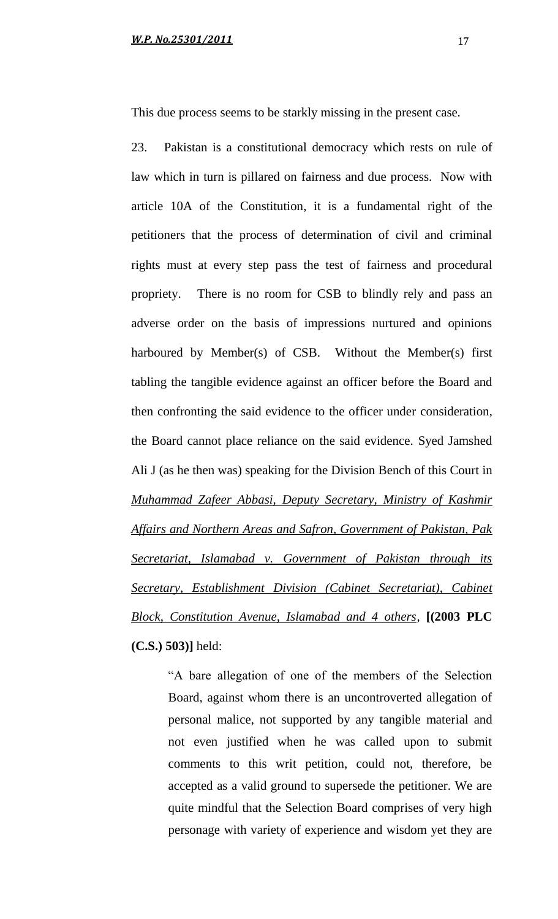This due process seems to be starkly missing in the present case.

23. Pakistan is a constitutional democracy which rests on rule of law which in turn is pillared on fairness and due process. Now with article 10A of the Constitution, it is a fundamental right of the petitioners that the process of determination of civil and criminal rights must at every step pass the test of fairness and procedural propriety. There is no room for CSB to blindly rely and pass an adverse order on the basis of impressions nurtured and opinions harboured by Member(s) of CSB. Without the Member(s) first tabling the tangible evidence against an officer before the Board and then confronting the said evidence to the officer under consideration, the Board cannot place reliance on the said evidence. Syed Jamshed Ali J (as he then was) speaking for the Division Bench of this Court in *Muhammad Zafeer Abbasi, Deputy Secretary, Ministry of Kashmir Affairs and Northern Areas and Safron, Government of Pakistan, Pak Secretariat, Islamabad v. Government of Pakistan through its Secretary, Establishment Division (Cabinet Secretariat), Cabinet Block, Constitution Avenue, Islamabad and 4 others*, **[(2003 PLC (C.S.) 503)]** held:

> "A bare allegation of one of the members of the Selection Board, against whom there is an uncontroverted allegation of personal malice, not supported by any tangible material and not even justified when he was called upon to submit comments to this writ petition, could not, therefore, be accepted as a valid ground to supersede the petitioner. We are quite mindful that the Selection Board comprises of very high personage with variety of experience and wisdom yet they are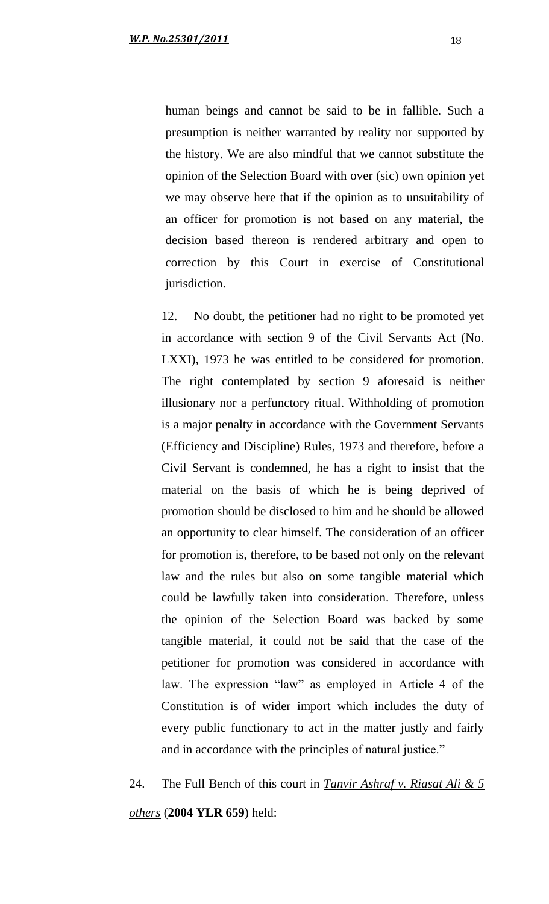human beings and cannot be said to be in fallible. Such a presumption is neither warranted by reality nor supported by the history. We are also mindful that we cannot substitute the opinion of the Selection Board with over (sic) own opinion yet we may observe here that if the opinion as to unsuitability of an officer for promotion is not based on any material, the decision based thereon is rendered arbitrary and open to correction by this Court in exercise of Constitutional jurisdiction.

12. No doubt, the petitioner had no right to be promoted yet in accordance with section 9 of the Civil Servants Act (No. LXXI), 1973 he was entitled to be considered for promotion. The right contemplated by section 9 aforesaid is neither illusionary nor a perfunctory ritual. Withholding of promotion is a major penalty in accordance with the Government Servants (Efficiency and Discipline) Rules, 1973 and therefore, before a Civil Servant is condemned, he has a right to insist that the material on the basis of which he is being deprived of promotion should be disclosed to him and he should be allowed an opportunity to clear himself. The consideration of an officer for promotion is, therefore, to be based not only on the relevant law and the rules but also on some tangible material which could be lawfully taken into consideration. Therefore, unless the opinion of the Selection Board was backed by some tangible material, it could not be said that the case of the petitioner for promotion was considered in accordance with law. The expression "law" as employed in Article 4 of the Constitution is of wider import which includes the duty of every public functionary to act in the matter justly and fairly and in accordance with the principles of natural justice."

24. The Full Bench of this court in ***Tanvir Ashraf v. Riasat Ali & 5 others*** (**2004 YLR 659**) held: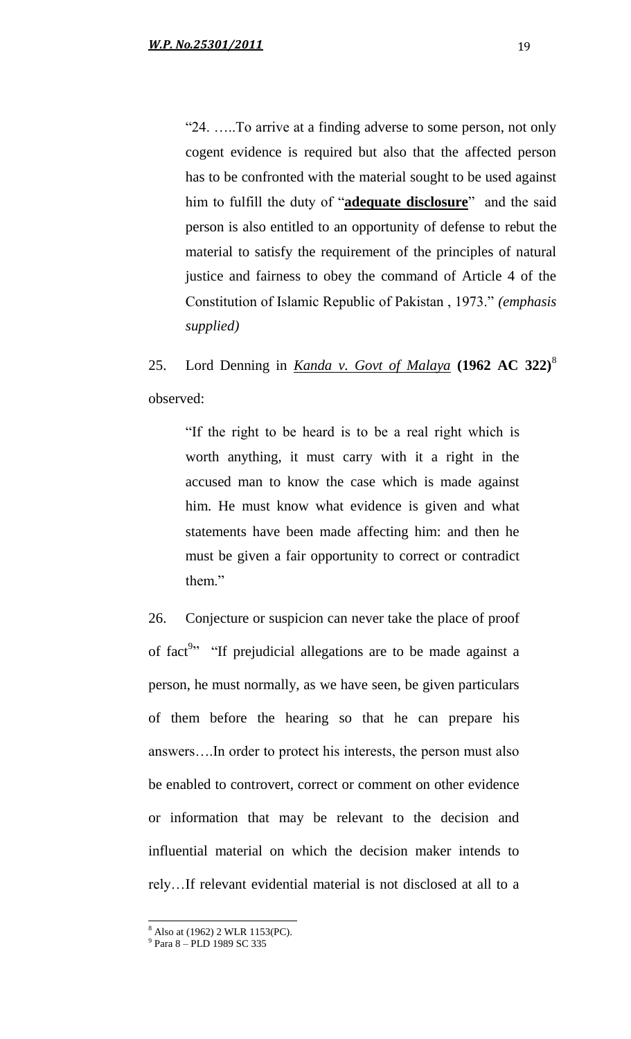> "24. …..To arrive at a finding adverse to some person, not only cogent evidence is required but also that the affected person has to be confronted with the material sought to be used against him to fulfill the duty of "**adequate disclosure**" and the said person is also entitled to an opportunity of defense to rebut the material to satisfy the requirement of the principles of natural justice and fairness to obey the command of Article 4 of the Constitution of Islamic Republic of Pakistan , 1973." *(emphasis supplied)*

25. Lord Denning in *Kanda v. Govt of Malaya* **(1962 AC 322)**[8] observed:

> "If the right to be heard is to be a real right which is worth anything, it must carry with it a right in the accused man to know the case which is made against him. He must know what evidence is given and what statements have been made affecting him: and then he must be given a fair opportunity to correct or contradict them."

26. Conjecture or suspicion can never take the place of proof of fact[9]" "If prejudicial allegations are to be made against a person, he must normally, as we have seen, be given particulars of them before the hearing so that he can prepare his answers….In order to protect his interests, the person must also be enabled to controvert, correct or comment on other evidence or information that may be relevant to the decision and influential material on which the decision maker intends to rely…If relevant evidential material is not disclosed at all to a

---

[8] Also at (1962) 2 WLR 1153(PC).

[9] Para 8 – PLD 1989 SC 335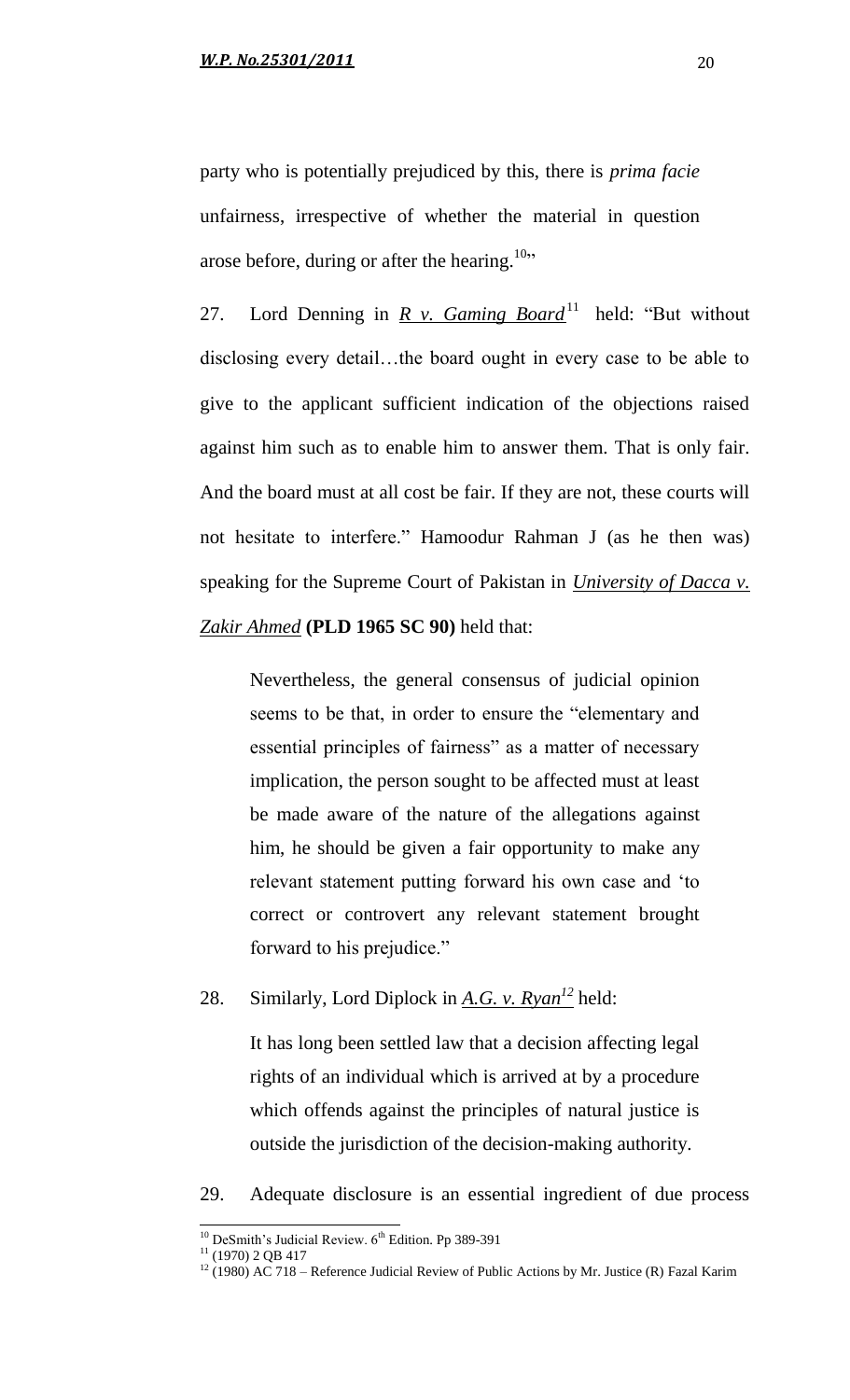party who is potentially prejudiced by this, there is *prima facie* unfairness, irrespective of whether the material in question arose before, during or after the hearing.[10]"

27. Lord Denning in ***R v. Gaming Board***[11] held: "But without disclosing every detail…the board ought in every case to be able to give to the applicant sufficient indication of the objections raised against him such as to enable him to answer them. That is only fair. And the board must at all cost be fair. If they are not, these courts will not hesitate to interfere." Hamoodur Rahman J (as he then was) speaking for the Supreme Court of Pakistan in *University of Dacca v. Zakir Ahmed* **(PLD 1965 SC 90)** held that:

> Nevertheless, the general consensus of judicial opinion seems to be that, in order to ensure the "elementary and essential principles of fairness" as a matter of necessary implication, the person sought to be affected must at least be made aware of the nature of the allegations against him, he should be given a fair opportunity to make any relevant statement putting forward his own case and 'to correct or controvert any relevant statement brought forward to his prejudice."

28. Similarly, Lord Diplock in *A.G. v. Ryan*[12] held:

> It has long been settled law that a decision affecting legal rights of an individual which is arrived at by a procedure which offends against the principles of natural justice is outside the jurisdiction of the decision-making authority.

29. Adequate disclosure is an essential ingredient of due process

---

[10] DeSmith's Judicial Review. 6th Edition. Pp 389-391

[11] (1970) 2 QB 417

[12] (1980) AC 718 – Reference Judicial Review of Public Actions by Mr. Justice (R) Fazal Karim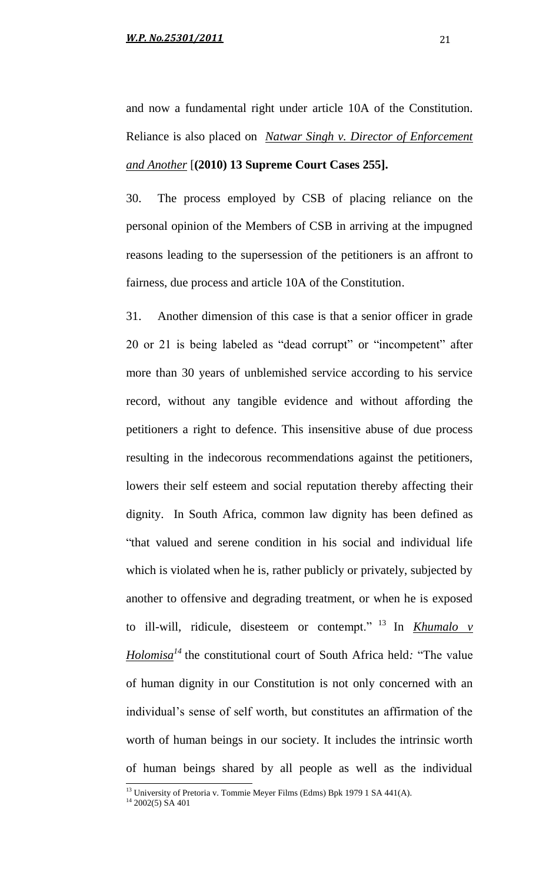and now a fundamental right under article 10A of the Constitution. Reliance is also placed on *Natwar Singh v. Director of Enforcement and Another* [**(2010) 13 Supreme Court Cases 255].**

30. The process employed by CSB of placing reliance on the personal opinion of the Members of CSB in arriving at the impugned reasons leading to the supersession of the petitioners is an affront to fairness, due process and article 10A of the Constitution.

31. Another dimension of this case is that a senior officer in grade 20 or 21 is being labeled as "dead corrupt" or "incompetent" after more than 30 years of unblemished service according to his service record, without any tangible evidence and without affording the petitioners a right to defence. This insensitive abuse of due process resulting in the indecorous recommendations against the petitioners, lowers their self esteem and social reputation thereby affecting their dignity. In South Africa, common law dignity has been defined as "that valued and serene condition in his social and individual life which is violated when he is, rather publicly or privately, subjected by another to offensive and degrading treatment, or when he is exposed to ill-will, ridicule, disesteem or contempt." [13] In *Khumalo v Holomisa*[14] the constitutional court of South Africa held: "The value of human dignity in our Constitution is not only concerned with an individual's sense of self worth, but constitutes an affirmation of the worth of human beings in our society. It includes the intrinsic worth of human beings shared by all people as well as the individual

[13] University of Pretoria v. Tommie Meyer Films (Edms) Bpk 1979 1 SA 441(A).

[14] 2002(5) SA 401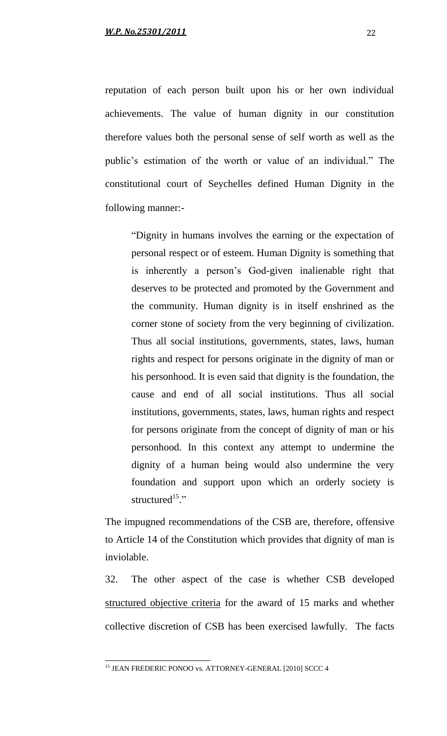reputation of each person built upon his or her own individual achievements. The value of human dignity in our constitution therefore values both the personal sense of self worth as well as the public's estimation of the worth or value of an individual." The constitutional court of Seychelles defined Human Dignity in the following manner:-

> "Dignity in humans involves the earning or the expectation of personal respect or of esteem. Human Dignity is something that is inherently a person's God-given inalienable right that deserves to be protected and promoted by the Government and the community. Human dignity is in itself enshrined as the corner stone of society from the very beginning of civilization. Thus all social institutions, governments, states, laws, human rights and respect for persons originate in the dignity of man or his personhood. It is even said that dignity is the foundation, the cause and end of all social institutions. Thus all social institutions, governments, states, laws, human rights and respect for persons originate from the concept of dignity of man or his personhood. In this context any attempt to undermine the dignity of a human being would also undermine the very foundation and support upon which an orderly society is structured[15]."

The impugned recommendations of the CSB are, therefore, offensive to Article 14 of the Constitution which provides that dignity of man is inviolable.

32. The other aspect of the case is whether CSB developed structured objective criteria for the award of 15 marks and whether collective discretion of CSB has been exercised lawfully. The facts

---

[15] JEAN FREDERIC PONOO vs. ATTORNEY-GENERAL [2010] SCCC 4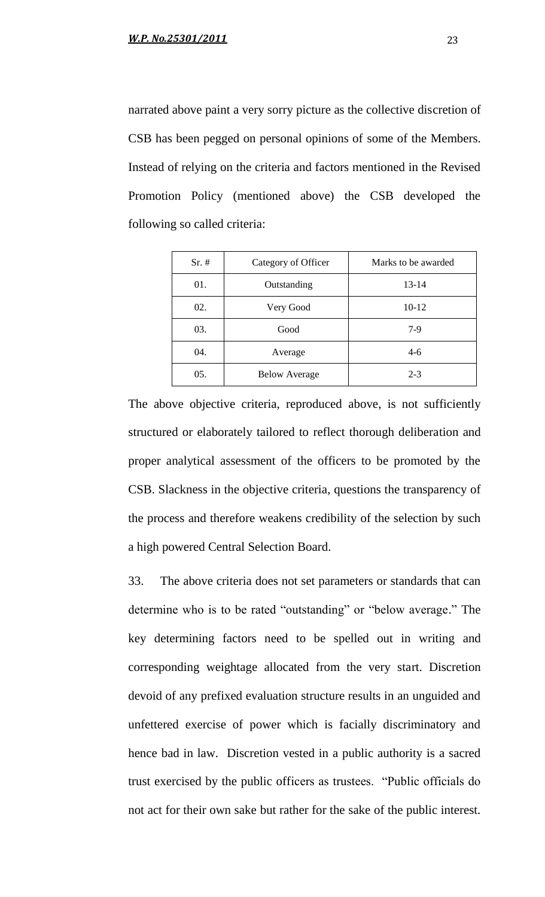narrated above paint a very sorry picture as the collective discretion of CSB has been pegged on personal opinions of some of the Members. Instead of relying on the criteria and factors mentioned in the Revised Promotion Policy (mentioned above) the CSB developed the following so called criteria:

| Sr. # | Category of Officer | Marks to be awarded |
|---|---|---|
| 01. | Outstanding | 13-14 |
| 02. | Very Good | 10-12 |
| 03. | Good | 7-9 |
| 04. | Average | 4-6 |
| 05. | Below Average | 2-3 |

The above objective criteria, reproduced above, is not sufficiently structured or elaborately tailored to reflect thorough deliberation and proper analytical assessment of the officers to be promoted by the CSB. Slackness in the objective criteria, questions the transparency of the process and therefore weakens credibility of the selection by such a high powered Central Selection Board.

33. The above criteria does not set parameters or standards that can determine who is to be rated "outstanding" or "below average." The key determining factors need to be spelled out in writing and corresponding weightage allocated from the very start. Discretion devoid of any prefixed evaluation structure results in an unguided and unfettered exercise of power which is facially discriminatory and hence bad in law. Discretion vested in a public authority is a sacred trust exercised by the public officers as trustees. "Public officials do not act for their own sake but rather for the sake of the public interest.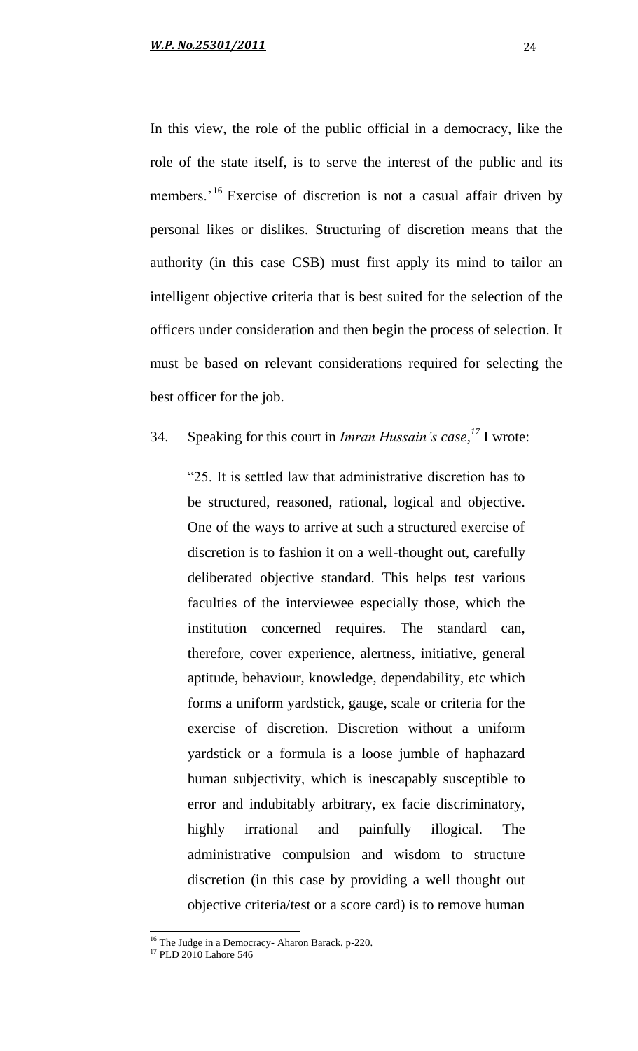In this view, the role of the public official in a democracy, like the role of the state itself, is to serve the interest of the public and its members.'[16] Exercise of discretion is not a casual affair driven by personal likes or dislikes. Structuring of discretion means that the authority (in this case CSB) must first apply its mind to tailor an intelligent objective criteria that is best suited for the selection of the officers under consideration and then begin the process of selection. It must be based on relevant considerations required for selecting the best officer for the job.

34. Speaking for this court in ***Imran Hussain's case,***[17] I wrote:

> "25. It is settled law that administrative discretion has to be structured, reasoned, rational, logical and objective. One of the ways to arrive at such a structured exercise of discretion is to fashion it on a well-thought out, carefully deliberated objective standard. This helps test various faculties of the interviewee especially those, which the institution concerned requires. The standard can, therefore, cover experience, alertness, initiative, general aptitude, behaviour, knowledge, dependability, etc which forms a uniform yardstick, gauge, scale or criteria for the exercise of discretion. Discretion without a uniform yardstick or a formula is a loose jumble of haphazard human subjectivity, which is inescapably susceptible to error and indubitably arbitrary, ex facie discriminatory, highly irrational and painfully illogical. The administrative compulsion and wisdom to structure discretion (in this case by providing a well thought out objective criteria/test or a score card) is to remove human

---

[16] The Judge in a Democracy- Aharon Barack. p-220.

[17] PLD 2010 Lahore 546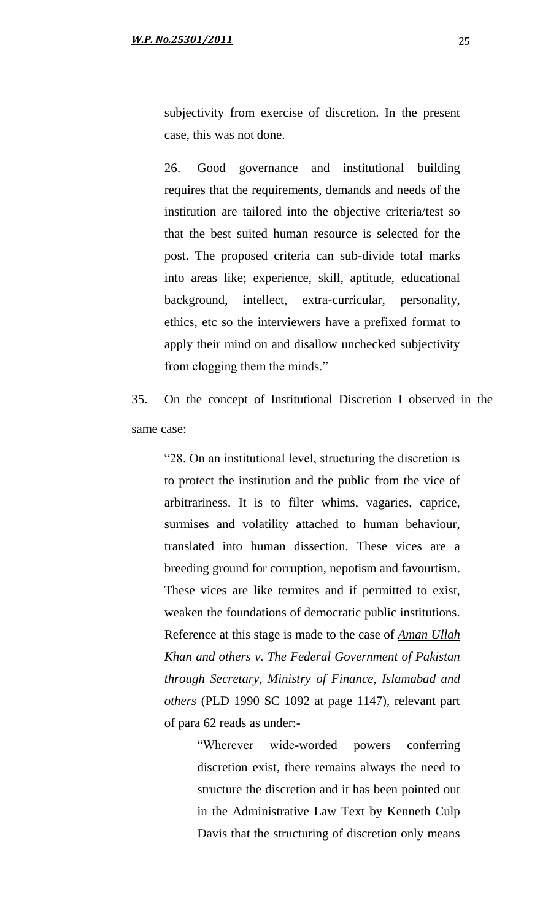subjectivity from exercise of discretion. In the present case, this was not done.

> 26. Good governance and institutional building requires that the requirements, demands and needs of the institution are tailored into the objective criteria/test so that the best suited human resource is selected for the post. The proposed criteria can sub-divide total marks into areas like; experience, skill, aptitude, educational background, intellect, extra-curricular, personality, ethics, etc so the interviewers have a prefixed format to apply their mind on and disallow unchecked subjectivity from clogging them the minds."

35. On the concept of Institutional Discretion I observed in the same case:

> "28. On an institutional level, structuring the discretion is to protect the institution and the public from the vice of arbitrariness. It is to filter whims, vagaries, caprice, surmises and volatility attached to human behaviour, translated into human dissection. These vices are a breeding ground for corruption, nepotism and favourtism. These vices are like termites and if permitted to exist, weaken the foundations of democratic public institutions. Reference at this stage is made to the case of ***Aman Ullah Khan and others v. The Federal Government of Pakistan through Secretary, Ministry of Finance, Islamabad and others*** (PLD 1990 SC 1092 at page 1147), relevant part of para 62 reads as under:-
>
> > "Wherever wide-worded powers conferring discretion exist, there remains always the need to structure the discretion and it has been pointed out in the Administrative Law Text by Kenneth Culp Davis that the structuring of discretion only means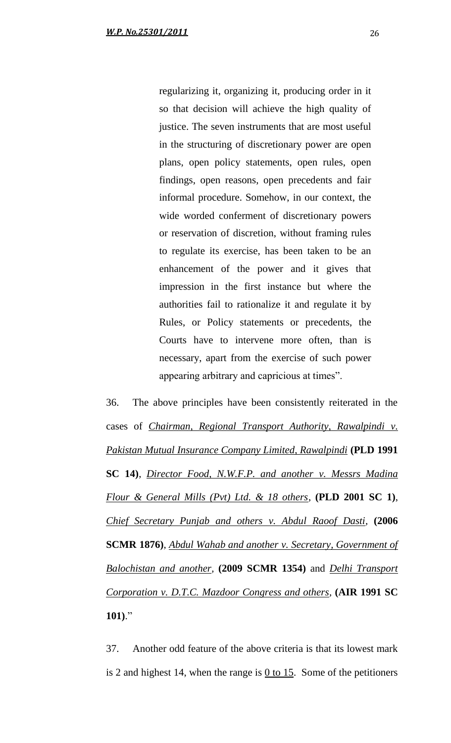> regularizing it, organizing it, producing order in it so that decision will achieve the high quality of justice. The seven instruments that are most useful in the structuring of discretionary power are open plans, open policy statements, open rules, open findings, open reasons, open precedents and fair informal procedure. Somehow, in our context, the wide worded conferment of discretionary powers or reservation of discretion, without framing rules to regulate its exercise, has been taken to be an enhancement of the power and it gives that impression in the first instance but where the authorities fail to rationalize it and regulate it by Rules, or Policy statements or precedents, the Courts have to intervene more often, than is necessary, apart from the exercise of such power appearing arbitrary and capricious at times".

36. The above principles have been consistently reiterated in the cases of *Chairman, Regional Transport Authority, Rawalpindi v. Pakistan Mutual Insurance Company Limited, Rawalpindi* **(PLD 1991 SC 14)**, *Director Food, N.W.F.P. and another v. Messrs Madina Flour & General Mills (Pvt) Ltd. & 18 others*, **(PLD 2001 SC 1)**, *Chief Secretary Punjab and others v. Abdul Raoof Dasti*, **(2006 SCMR 1876)**, *Abdul Wahab and another v. Secretary, Government of Balochistan and another*, **(2009 SCMR 1354)** and *Delhi Transport Corporation v. D.T.C. Mazdoor Congress and others*, **(AIR 1991 SC 101)**."

37. Another odd feature of the above criteria is that its lowest mark is 2 and highest 14, when the range is 0 to 15. Some of the petitioners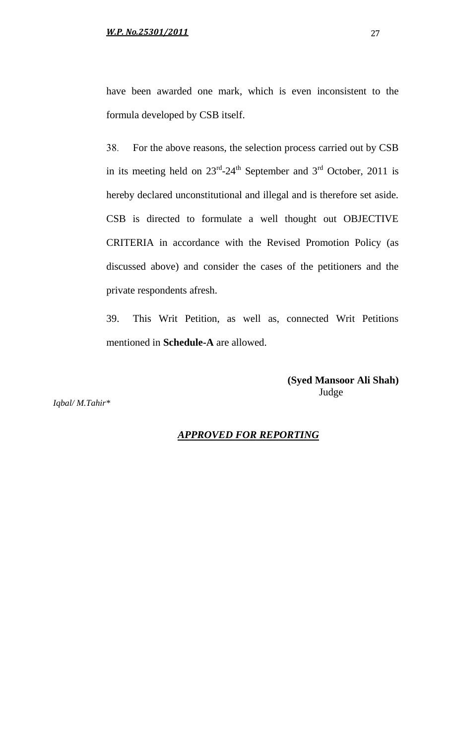have been awarded one mark, which is even inconsistent to the formula developed by CSB itself.

38. For the above reasons, the selection process carried out by CSB in its meeting held on 23rd-24th September and 3rd October, 2011 is hereby declared unconstitutional and illegal and is therefore set aside. CSB is directed to formulate a well thought out OBJECTIVE CRITERIA in accordance with the Revised Promotion Policy (as discussed above) and consider the cases of the petitioners and the private respondents afresh.

39. This Writ Petition, as well as, connected Writ Petitions mentioned in **Schedule-A** are allowed.

**(Syed Mansoor Ali Shah)**
Judge

*Iqbal/ M.Tahir**

***APPROVED FOR REPORTING***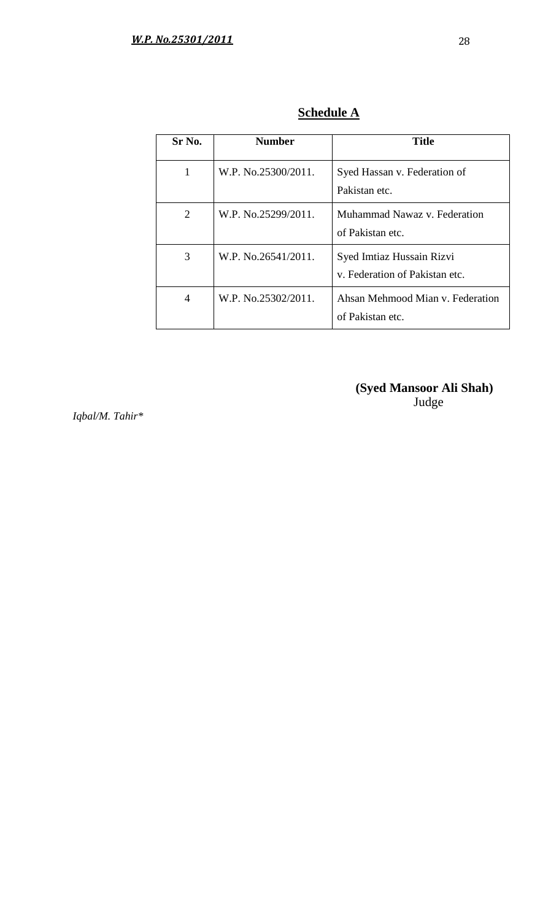## Schedule A

| Sr No. | Number | Title |
|---|---|---|
| 1 | W.P. No.25300/2011. | Syed Hassan v. Federation of Pakistan etc. |
| 2 | W.P. No.25299/2011. | Muhammad Nawaz v. Federation of Pakistan etc. |
| 3 | W.P. No.26541/2011. | Syed Imtiaz Hussain Rizvi v. Federation of Pakistan etc. |
| 4 | W.P. No.25302/2011. | Ahsan Mehmood Mian v. Federation of Pakistan etc. |

**(Syed Mansoor Ali Shah)**
Judge

*Iqbal/M. Tahir**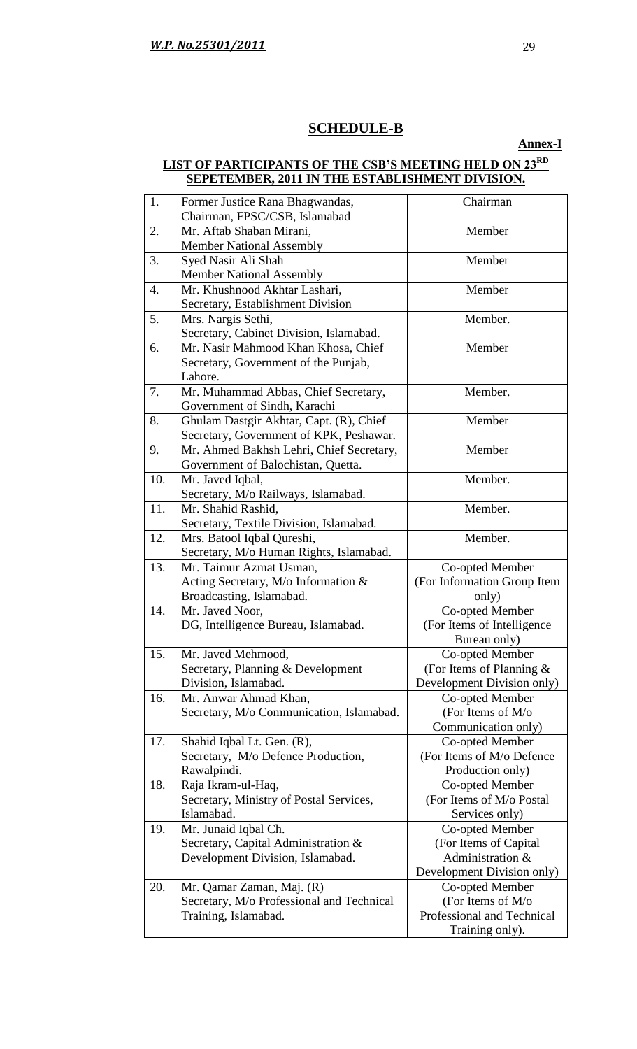## SCHEDULE-B

**Annex-I**

**LIST OF PARTICIPANTS OF THE CSB'S MEETING HELD ON 23RD SEPETEMBER, 2011 IN THE ESTABLISHMENT DIVISION.**

| | | |
|---|---|---|
| 1. | Former Justice Rana Bhagwandas, Chairman, FPSC/CSB, Islamabad | Chairman |
| 2. | Mr. Aftab Shaban Mirani, Member National Assembly | Member |
| 3. | Syed Nasir Ali Shah Member National Assembly | Member |
| 4. | Mr. Khushnood Akhtar Lashari, Secretary, Establishment Division | Member |
| 5. | Mrs. Nargis Sethi, Secretary, Cabinet Division, Islamabad. | Member. |
| 6. | Mr. Nasir Mahmood Khan Khosa, Chief Secretary, Government of the Punjab, Lahore. | Member |
| 7. | Mr. Muhammad Abbas, Chief Secretary, Government of Sindh, Karachi | Member. |
| 8. | Ghulam Dastgir Akhtar, Capt. (R), Chief Secretary, Government of KPK, Peshawar. | Member |
| 9. | Mr. Ahmed Bakhsh Lehri, Chief Secretary, Government of Balochistan, Quetta. | Member |
| 10. | Mr. Javed Iqbal, Secretary, M/o Railways, Islamabad. | Member. |
| 11. | Mr. Shahid Rashid, Secretary, Textile Division, Islamabad. | Member. |
| 12. | Mrs. Batool Iqbal Qureshi, Secretary, M/o Human Rights, Islamabad. | Member. |
| 13. | Mr. Taimur Azmat Usman, Acting Secretary, M/o Information & Broadcasting, Islamabad. | Co-opted Member (For Information Group Item only) |
| 14. | Mr. Javed Noor, DG, Intelligence Bureau, Islamabad. | Co-opted Member (For Items of Intelligence Bureau only) |
| 15. | Mr. Javed Mehmood, Secretary, Planning & Development Division, Islamabad. | Co-opted Member (For Items of Planning & Development Division only) |
| 16. | Mr. Anwar Ahmad Khan, Secretary, M/o Communication, Islamabad. | Co-opted Member (For Items of M/o Communication only) |
| 17. | Shahid Iqbal Lt. Gen. (R), Secretary, M/o Defence Production, Rawalpindi. | Co-opted Member (For Items of M/o Defence Production only) |
| 18. | Raja Ikram-ul-Haq, Secretary, Ministry of Postal Services, Islamabad. | Co-opted Member (For Items of M/o Postal Services only) |
| 19. | Mr. Junaid Iqbal Ch. Secretary, Capital Administration & Development Division, Islamabad. | Co-opted Member (For Items of Capital Administration & Development Division only) |
| 20. | Mr. Qamar Zaman, Maj. (R) Secretary, M/o Professional and Technical Training, Islamabad. | Co-opted Member (For Items of M/o Professional and Technical Training only). |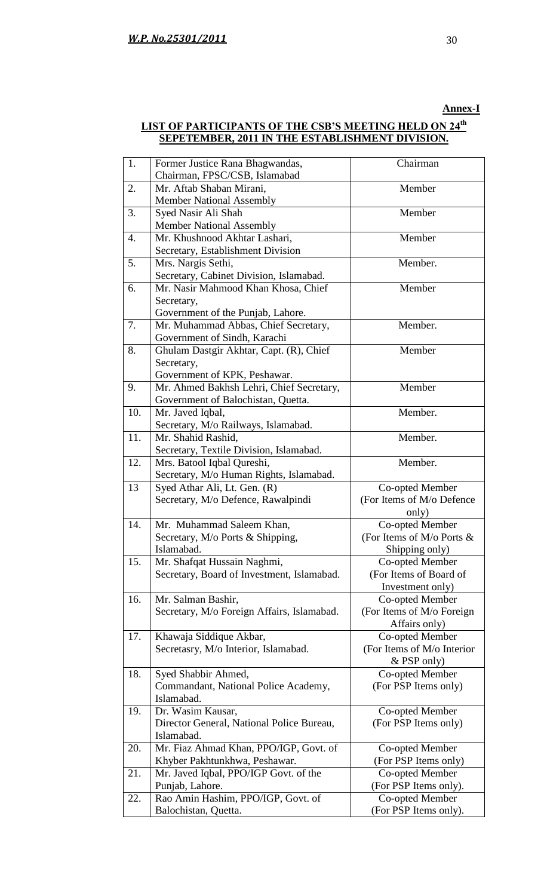**Annex-I**

**LIST OF PARTICIPANTS OF THE CSB'S MEETING HELD ON 24th SEPETEMBER, 2011 IN THE ESTABLISHMENT DIVISION.**

| | | |
|---|---|---|
| 1. | Former Justice Rana Bhagwandas, Chairman, FPSC/CSB, Islamabad | Chairman |
| 2. | Mr. Aftab Shaban Mirani, Member National Assembly | Member |
| 3. | Syed Nasir Ali Shah Member National Assembly | Member |
| 4. | Mr. Khushnood Akhtar Lashari, Secretary, Establishment Division | Member |
| 5. | Mrs. Nargis Sethi, Secretary, Cabinet Division, Islamabad. | Member. |
| 6. | Mr. Nasir Mahmood Khan Khosa, Chief Secretary, Government of the Punjab, Lahore. | Member |
| 7. | Mr. Muhammad Abbas, Chief Secretary, Government of Sindh, Karachi | Member. |
| 8. | Ghulam Dastgir Akhtar, Capt. (R), Chief Secretary, Government of KPK, Peshawar. | Member |
| 9. | Mr. Ahmed Bakhsh Lehri, Chief Secretary, Government of Balochistan, Quetta. | Member |
| 10. | Mr. Javed Iqbal, Secretary, M/o Railways, Islamabad. | Member. |
| 11. | Mr. Shahid Rashid, Secretary, Textile Division, Islamabad. | Member. |
| 12. | Mrs. Batool Iqbal Qureshi, Secretary, M/o Human Rights, Islamabad. | Member. |
| 13 | Syed Athar Ali, Lt. Gen. (R) Secretary, M/o Defence, Rawalpindi | Co-opted Member (For Items of M/o Defence only) |
| 14. | Mr. Muhammad Saleem Khan, Secretary, M/o Ports & Shipping, Islamabad. | Co-opted Member (For Items of M/o Ports & Shipping only) |
| 15. | Mr. Shafqat Hussain Naghmi, Secretary, Board of Investment, Islamabad. | Co-opted Member (For Items of Board of Investment only) |
| 16. | Mr. Salman Bashir, Secretary, M/o Foreign Affairs, Islamabad. | Co-opted Member (For Items of M/o Foreign Affairs only) |
| 17. | Khawaja Siddique Akbar, Secretasry, M/o Interior, Islamabad. | Co-opted Member (For Items of M/o Interior & PSP only) |
| 18. | Syed Shabbir Ahmed, Commandant, National Police Academy, Islamabad. | Co-opted Member (For PSP Items only) |
| 19. | Dr. Wasim Kausar, Director General, National Police Bureau, Islamabad. | Co-opted Member (For PSP Items only) |
| 20. | Mr. Fiaz Ahmad Khan, PPO/IGP, Govt. of Khyber Pakhtunkhwa, Peshawar. | Co-opted Member (For PSP Items only) |
| 21. | Mr. Javed Iqbal, PPO/IGP Govt. of the Punjab, Lahore. | Co-opted Member (For PSP Items only). |
| 22. | Rao Amin Hashim, PPO/IGP, Govt. of Balochistan, Quetta. | Co-opted Member (For PSP Items only). |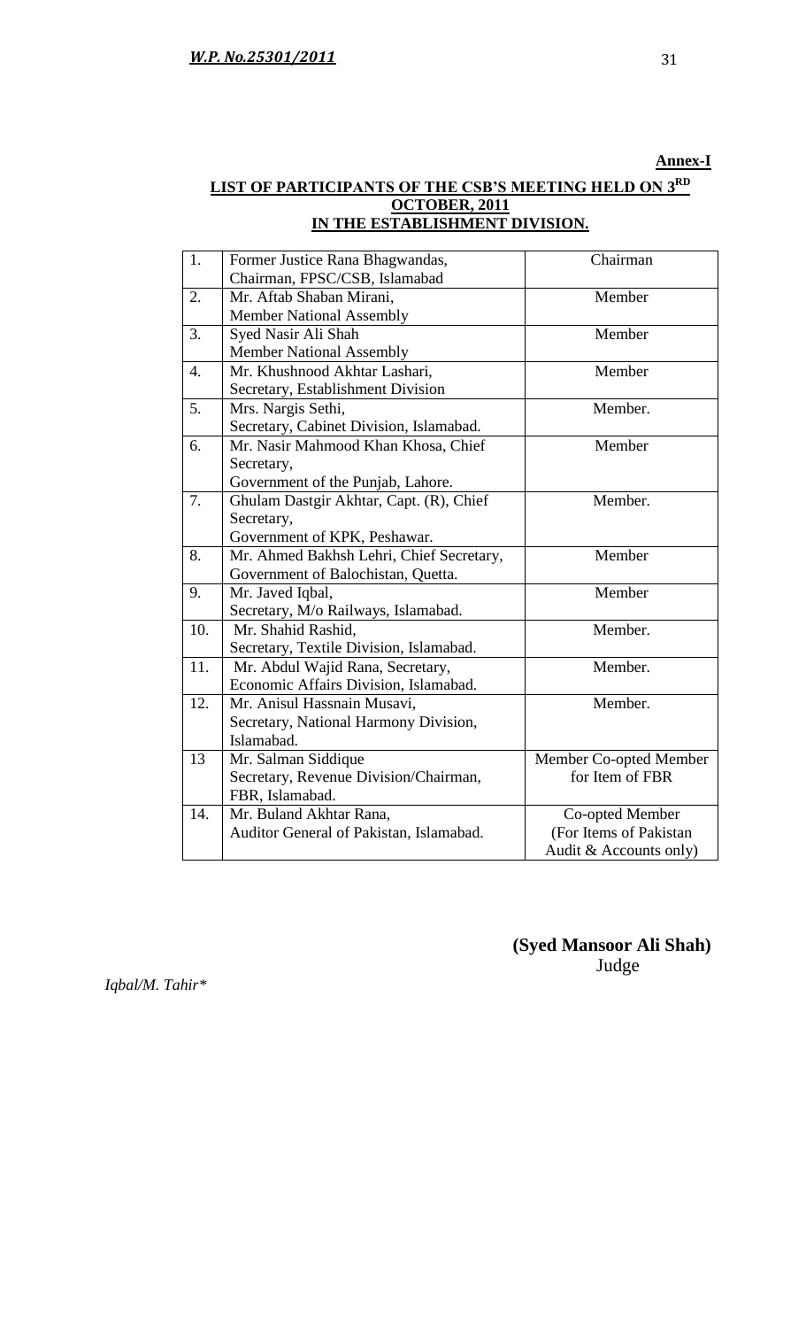**Annex-I**

**LIST OF PARTICIPANTS OF THE CSB'S MEETING HELD ON 3RD OCTOBER, 2011 IN THE ESTABLISHMENT DIVISION.**

| | | |
|---|---|---|
| 1. | Former Justice Rana Bhagwandas, Chairman, FPSC/CSB, Islamabad | Chairman |
| 2. | Mr. Aftab Shaban Mirani, Member National Assembly | Member |
| 3. | Syed Nasir Ali Shah Member National Assembly | Member |
| 4. | Mr. Khushnood Akhtar Lashari, Secretary, Establishment Division | Member |
| 5. | Mrs. Nargis Sethi, Secretary, Cabinet Division, Islamabad. | Member. |
| 6. | Mr. Nasir Mahmood Khan Khosa, Chief Secretary, Government of the Punjab, Lahore. | Member |
| 7. | Ghulam Dastgir Akhtar, Capt. (R), Chief Secretary, Government of KPK, Peshawar. | Member. |
| 8. | Mr. Ahmed Bakhsh Lehri, Chief Secretary, Government of Balochistan, Quetta. | Member |
| 9. | Mr. Javed Iqbal, Secretary, M/o Railways, Islamabad. | Member |
| 10. | Mr. Shahid Rashid, Secretary, Textile Division, Islamabad. | Member. |
| 11. | Mr. Abdul Wajid Rana, Secretary, Economic Affairs Division, Islamabad. | Member. |
| 12. | Mr. Anisul Hassnain Musavi, Secretary, National Harmony Division, Islamabad. | Member. |
| 13 | Mr. Salman Siddique Secretary, Revenue Division/Chairman, FBR, Islamabad. | Member Co-opted Member for Item of FBR |
| 14. | Mr. Buland Akhtar Rana, Auditor General of Pakistan, Islamabad. | Co-opted Member (For Items of Pakistan Audit & Accounts only) |

**(Syed Mansoor Ali Shah)**
Judge

*Iqbal/M. Tahir**